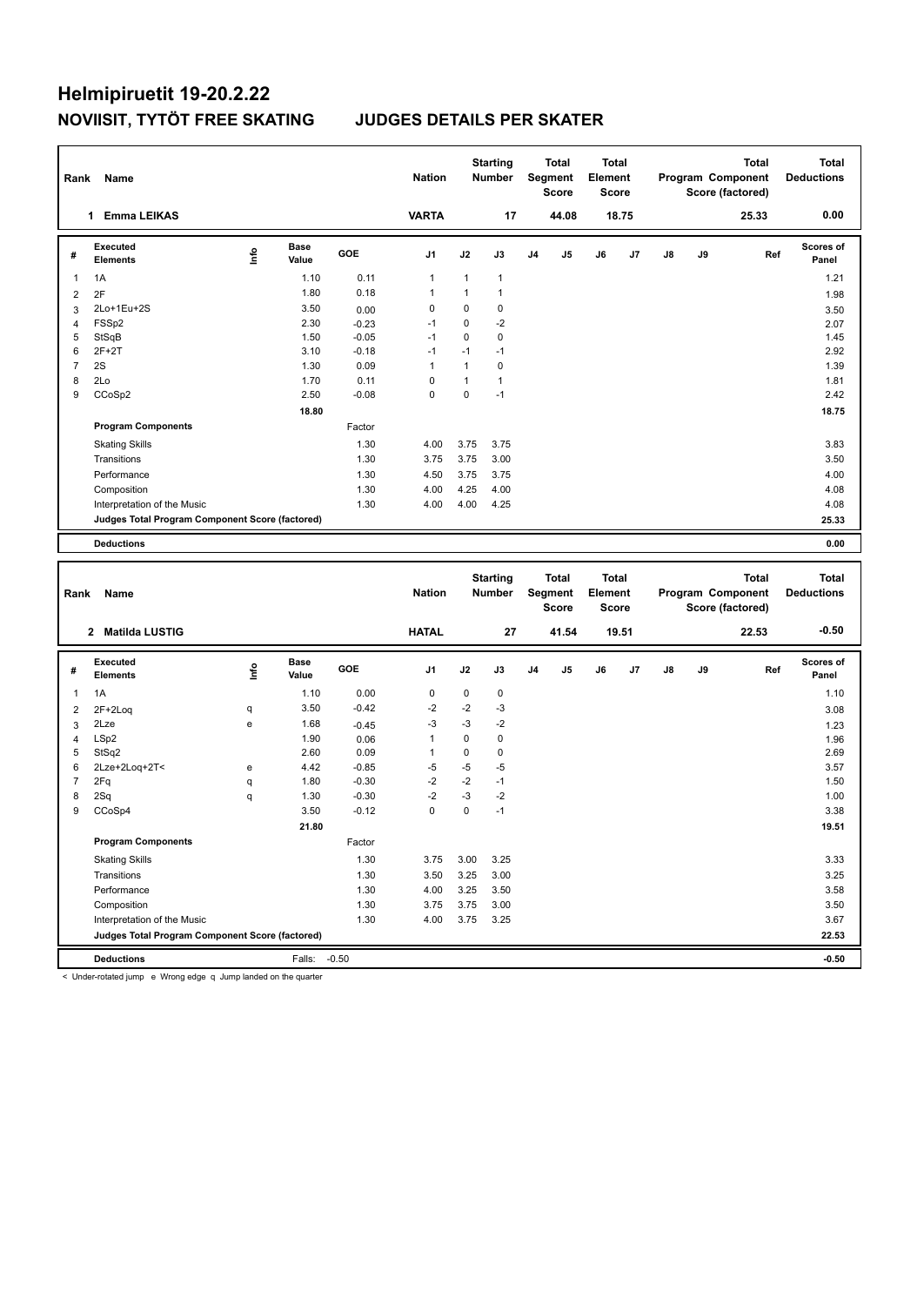# Helmipiruetit 19-20.2.22

## NOVIISIT, TYTÖT FREE SKATING JUDGES DETAILS PER SKATER

| Rank | Name | Nation | Starting Number | Total Segment Score | Total Element Score | Total Program Component Score (factored) | Total Deductions |
|---|---|---|---|---|---|---|---|
| 1 | Emma LEIKAS | VARTA | 17 | 44.08 | 18.75 | 25.33 | 0.00 |

| # | Executed Elements | Info | Base Value | GOE | J1 | J2 | J3 | J4 | J5 | J6 | J7 | J8 | J9 | Ref | Scores of Panel |
|---|---|---|---|---|---|---|---|---|---|---|---|---|---|---|---|
| 1 | 1A | | 1.10 | 0.11 | 1 | 1 | 1 | | | | | | | | 1.21 |
| 2 | 2F | | 1.80 | 0.18 | 1 | 1 | 1 | | | | | | | | 1.98 |
| 3 | 2Lo+1Eu+2S | | 3.50 | 0.00 | 0 | 0 | 0 | | | | | | | | 3.50 |
| 4 | FSSp2 | | 2.30 | -0.23 | -1 | 0 | -2 | | | | | | | | 2.07 |
| 5 | StSqB | | 1.50 | -0.05 | -1 | 0 | 0 | | | | | | | | 1.45 |
| 6 | 2F+2T | | 3.10 | -0.18 | -1 | -1 | -1 | | | | | | | | 2.92 |
| 7 | 2S | | 1.30 | 0.09 | 1 | 1 | 0 | | | | | | | | 1.39 |
| 8 | 2Lo | | 1.70 | 0.11 | 0 | 1 | 1 | | | | | | | | 1.81 |
| 9 | CCoSp2 | | 2.50 | -0.08 | 0 | 0 | -1 | | | | | | | | 2.42 |
| | | | 18.80 | | | | | | | | | | | | 18.75 |
| | **Program Components** | | | Factor | | | | | | | | | | | |
| | Skating Skills | | | 1.30 | 4.00 | 3.75 | 3.75 | | | | | | | | 3.83 |
| | Transitions | | | 1.30 | 3.75 | 3.75 | 3.00 | | | | | | | | 3.50 |
| | Performance | | | 1.30 | 4.50 | 3.75 | 3.75 | | | | | | | | 4.00 |
| | Composition | | | 1.30 | 4.00 | 4.25 | 4.00 | | | | | | | | 4.08 |
| | Interpretation of the Music | | | 1.30 | 4.00 | 4.00 | 4.25 | | | | | | | | 4.08 |
| | **Judges Total Program Component Score (factored)** | | | | | | | | | | | | | | 25.33 |
| | **Deductions** | | | | | | | | | | | | | | 0.00 |

| Rank | Name | Nation | Starting Number | Total Segment Score | Total Element Score | Total Program Component Score (factored) | Total Deductions |
|---|---|---|---|---|---|---|---|
| 2 | Matilda LUSTIG | HATAL | 27 | 41.54 | 19.51 | 22.53 | -0.50 |

| # | Executed Elements | Info | Base Value | GOE | J1 | J2 | J3 | J4 | J5 | J6 | J7 | J8 | J9 | Ref | Scores of Panel |
|---|---|---|---|---|---|---|---|---|---|---|---|---|---|---|---|
| 1 | 1A | | 1.10 | 0.00 | 0 | 0 | 0 | | | | | | | | 1.10 |
| 2 | 2F+2Loq | q | 3.50 | -0.42 | -2 | -2 | -3 | | | | | | | | 3.08 |
| 3 | 2Lze | e | 1.68 | -0.45 | -3 | -3 | -2 | | | | | | | | 1.23 |
| 4 | LSp2 | | 1.90 | 0.06 | 1 | 0 | 0 | | | | | | | | 1.96 |
| 5 | StSq2 | | 2.60 | 0.09 | 1 | 0 | 0 | | | | | | | | 2.69 |
| 6 | 2Lze+2Loq+2T< | e | 4.42 | -0.85 | -5 | -5 | -5 | | | | | | | | 3.57 |
| 7 | 2Fq | q | 1.80 | -0.30 | -2 | -2 | -1 | | | | | | | | 1.50 |
| 8 | 2Sq | q | 1.30 | -0.30 | -2 | -3 | -2 | | | | | | | | 1.00 |
| 9 | CCoSp4 | | 3.50 | -0.12 | 0 | 0 | -1 | | | | | | | | 3.38 |
| | | | 21.80 | | | | | | | | | | | | 19.51 |
| | **Program Components** | | | Factor | | | | | | | | | | | |
| | Skating Skills | | | 1.30 | 3.75 | 3.00 | 3.25 | | | | | | | | 3.33 |
| | Transitions | | | 1.30 | 3.50 | 3.25 | 3.00 | | | | | | | | 3.25 |
| | Performance | | | 1.30 | 4.00 | 3.25 | 3.50 | | | | | | | | 3.58 |
| | Composition | | | 1.30 | 3.75 | 3.75 | 3.00 | | | | | | | | 3.50 |
| | Interpretation of the Music | | | 1.30 | 4.00 | 3.75 | 3.25 | | | | | | | | 3.67 |
| | **Judges Total Program Component Score (factored)** | | | | | | | | | | | | | | 22.53 |
| | **Deductions** | | Falls: | -0.50 | | | | | | | | | | | -0.50 |

< Under-rotated jump e Wrong edge q Jump landed on the quarter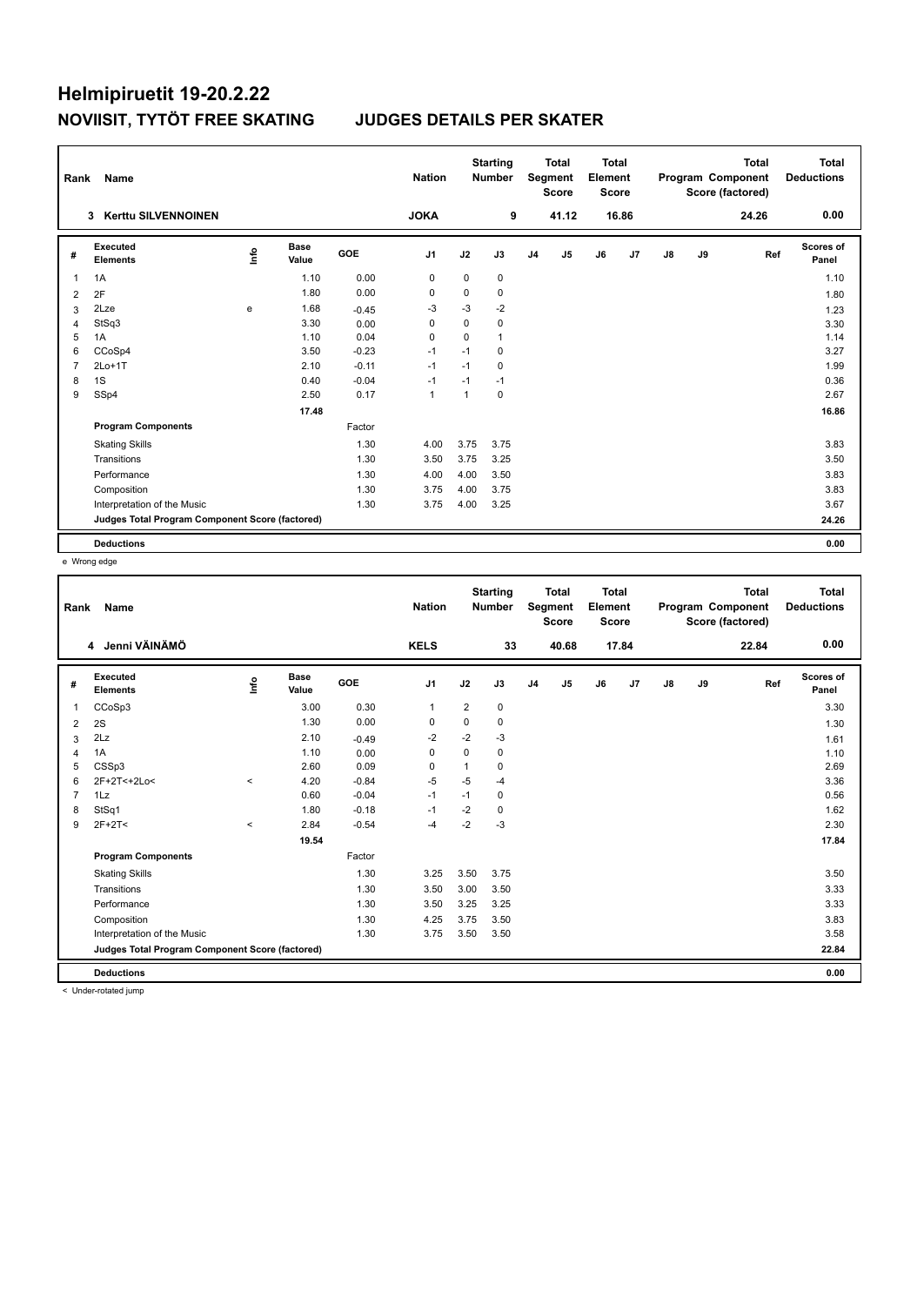# Helmipiruetit 19-20.2.22

## NOVIISIT, TYTÖT FREE SKATING JUDGES DETAILS PER SKATER

| Rank | Name | Nation | Starting Number | Total Segment Score | Total Element Score | Total Program Component Score (factored) | Total Deductions |
|---|---|---|---|---|---|---|---|
| 3 | Kerttu SILVENNOINEN | JOKA | 9 | 41.12 | 16.86 | 24.26 | 0.00 |

| # | Executed Elements | Info | Base Value | GOE | J1 | J2 | J3 | J4 | J5 | J6 | J7 | J8 | J9 | Ref | Scores of Panel |
|---|---|---|---|---|---|---|---|---|---|---|---|---|---|---|---|
| 1 | 1A | | 1.10 | 0.00 | 0 | 0 | 0 | | | | | | | | 1.10 |
| 2 | 2F | | 1.80 | 0.00 | 0 | 0 | 0 | | | | | | | | 1.80 |
| 3 | 2Lze | e | 1.68 | -0.45 | -3 | -3 | -2 | | | | | | | | 1.23 |
| 4 | StSq3 | | 3.30 | 0.00 | 0 | 0 | 0 | | | | | | | | 3.30 |
| 5 | 1A | | 1.10 | 0.04 | 0 | 0 | 1 | | | | | | | | 1.14 |
| 6 | CCoSp4 | | 3.50 | -0.23 | -1 | -1 | 0 | | | | | | | | 3.27 |
| 7 | 2Lo+1T | | 2.10 | -0.11 | -1 | -1 | 0 | | | | | | | | 1.99 |
| 8 | 1S | | 0.40 | -0.04 | -1 | -1 | -1 | | | | | | | | 0.36 |
| 9 | SSp4 | | 2.50 | 0.17 | 1 | 1 | 0 | | | | | | | | 2.67 |
| | | | 17.48 | | | | | | | | | | | | 16.86 |
| | **Program Components** | | | Factor | | | | | | | | | | | |
| | Skating Skills | | | 1.30 | 4.00 | 3.75 | 3.75 | | | | | | | | 3.83 |
| | Transitions | | | 1.30 | 3.50 | 3.75 | 3.25 | | | | | | | | 3.50 |
| | Performance | | | 1.30 | 4.00 | 4.00 | 3.50 | | | | | | | | 3.83 |
| | Composition | | | 1.30 | 3.75 | 4.00 | 3.75 | | | | | | | | 3.83 |
| | Interpretation of the Music | | | 1.30 | 3.75 | 4.00 | 3.25 | | | | | | | | 3.67 |
| | **Judges Total Program Component Score (factored)** | | | | | | | | | | | | | | 24.26 |
| | **Deductions** | | | | | | | | | | | | | | 0.00 |

e Wrong edge

| Rank | Name | Nation | Starting Number | Total Segment Score | Total Element Score | Total Program Component Score (factored) | Total Deductions |
|---|---|---|---|---|---|---|---|
| 4 | Jenni VÄINÄMÖ | KELS | 33 | 40.68 | 17.84 | 22.84 | 0.00 |

| # | Executed Elements | Info | Base Value | GOE | J1 | J2 | J3 | J4 | J5 | J6 | J7 | J8 | J9 | Ref | Scores of Panel |
|---|---|---|---|---|---|---|---|---|---|---|---|---|---|---|---|
| 1 | CCoSp3 | | 3.00 | 0.30 | 1 | 2 | 0 | | | | | | | | 3.30 |
| 2 | 2S | | 1.30 | 0.00 | 0 | 0 | 0 | | | | | | | | 1.30 |
| 3 | 2Lz | | 2.10 | -0.49 | -2 | -2 | -3 | | | | | | | | 1.61 |
| 4 | 1A | | 1.10 | 0.00 | 0 | 0 | 0 | | | | | | | | 1.10 |
| 5 | CSSp3 | | 2.60 | 0.09 | 0 | 1 | 0 | | | | | | | | 2.69 |
| 6 | 2F+2T<+2Lo< | < | 4.20 | -0.84 | -5 | -5 | -4 | | | | | | | | 3.36 |
| 7 | 1Lz | | 0.60 | -0.04 | -1 | -1 | 0 | | | | | | | | 0.56 |
| 8 | StSq1 | | 1.80 | -0.18 | -1 | -2 | 0 | | | | | | | | 1.62 |
| 9 | 2F+2T< | < | 2.84 | -0.54 | -4 | -2 | -3 | | | | | | | | 2.30 |
| | | | 19.54 | | | | | | | | | | | | 17.84 |
| | **Program Components** | | | Factor | | | | | | | | | | | |
| | Skating Skills | | | 1.30 | 3.25 | 3.50 | 3.75 | | | | | | | | 3.50 |
| | Transitions | | | 1.30 | 3.50 | 3.00 | 3.50 | | | | | | | | 3.33 |
| | Performance | | | 1.30 | 3.50 | 3.25 | 3.25 | | | | | | | | 3.33 |
| | Composition | | | 1.30 | 4.25 | 3.75 | 3.50 | | | | | | | | 3.83 |
| | Interpretation of the Music | | | 1.30 | 3.75 | 3.50 | 3.50 | | | | | | | | 3.58 |
| | **Judges Total Program Component Score (factored)** | | | | | | | | | | | | | | 22.84 |
| | **Deductions** | | | | | | | | | | | | | | 0.00 |

< Under-rotated jump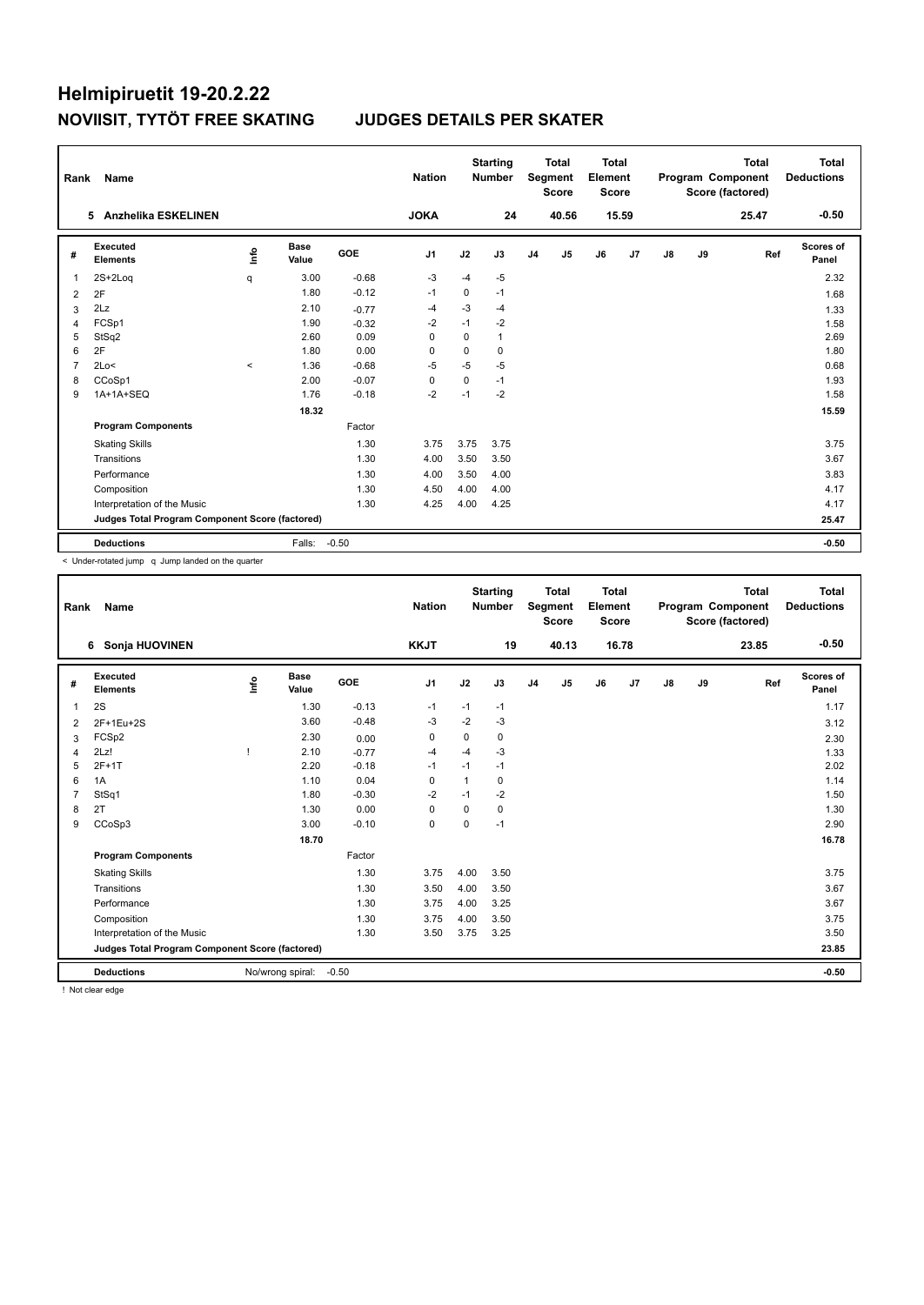# Helmipiruetit 19-20.2.22

## NOVIISIT, TYTÖT FREE SKATING JUDGES DETAILS PER SKATER

| Rank | Name | Nation | Starting Number | Total Segment Score | Total Element Score | Total Program Component Score (factored) | Total Deductions |
|---|---|---|---|---|---|---|---|
| 5 | Anzhelika ESKELINEN | JOKA | 24 | 40.56 | 15.59 | 25.47 | -0.50 |

| # | Executed Elements | Info | Base Value | GOE | J1 | J2 | J3 | J4 | J5 | J6 | J7 | J8 | J9 | Ref | Scores of Panel |
|---|---|---|---|---|---|---|---|---|---|---|---|---|---|---|---|
| 1 | 2S+2Loq | q | 3.00 | -0.68 | -3 | -4 | -5 | | | | | | | | 2.32 |
| 2 | 2F | | 1.80 | -0.12 | -1 | 0 | -1 | | | | | | | | 1.68 |
| 3 | 2Lz | | 2.10 | -0.77 | -4 | -3 | -4 | | | | | | | | 1.33 |
| 4 | FCSp1 | | 1.90 | -0.32 | -2 | -1 | -2 | | | | | | | | 1.58 |
| 5 | StSq2 | | 2.60 | 0.09 | 0 | 0 | 1 | | | | | | | | 2.69 |
| 6 | 2F | | 1.80 | 0.00 | 0 | 0 | 0 | | | | | | | | 1.80 |
| 7 | 2Lo< | < | 1.36 | -0.68 | -5 | -5 | -5 | | | | | | | | 0.68 |
| 8 | CCoSp1 | | 2.00 | -0.07 | 0 | 0 | -1 | | | | | | | | 1.93 |
| 9 | 1A+1A+SEQ | | 1.76 | -0.18 | -2 | -1 | -2 | | | | | | | | 1.58 |
| | | | 18.32 | | | | | | | | | | | | 15.59 |
| | **Program Components** | | | Factor | | | | | | | | | | | |
| | Skating Skills | | | 1.30 | 3.75 | 3.75 | 3.75 | | | | | | | | 3.75 |
| | Transitions | | | 1.30 | 4.00 | 3.50 | 3.50 | | | | | | | | 3.67 |
| | Performance | | | 1.30 | 4.00 | 3.50 | 4.00 | | | | | | | | 3.83 |
| | Composition | | | 1.30 | 4.50 | 4.00 | 4.00 | | | | | | | | 4.17 |
| | Interpretation of the Music | | | 1.30 | 4.25 | 4.00 | 4.25 | | | | | | | | 4.17 |
| | **Judges Total Program Component Score (factored)** | | | | | | | | | | | | | | 25.47 |
| | **Deductions** | | Falls: | -0.50 | | | | | | | | | | | -0.50 |

< Under-rotated jump q Jump landed on the quarter

| Rank | Name | Nation | Starting Number | Total Segment Score | Total Element Score | Total Program Component Score (factored) | Total Deductions |
|---|---|---|---|---|---|---|---|
| 6 | Sonja HUOVINEN | KKJT | 19 | 40.13 | 16.78 | 23.85 | -0.50 |

| # | Executed Elements | Info | Base Value | GOE | J1 | J2 | J3 | J4 | J5 | J6 | J7 | J8 | J9 | Ref | Scores of Panel |
|---|---|---|---|---|---|---|---|---|---|---|---|---|---|---|---|
| 1 | 2S | | 1.30 | -0.13 | -1 | -1 | -1 | | | | | | | | 1.17 |
| 2 | 2F+1Eu+2S | | 3.60 | -0.48 | -3 | -2 | -3 | | | | | | | | 3.12 |
| 3 | FCSp2 | | 2.30 | 0.00 | 0 | 0 | 0 | | | | | | | | 2.30 |
| 4 | 2Lz! | ! | 2.10 | -0.77 | -4 | -4 | -3 | | | | | | | | 1.33 |
| 5 | 2F+1T | | 2.20 | -0.18 | -1 | -1 | -1 | | | | | | | | 2.02 |
| 6 | 1A | | 1.10 | 0.04 | 0 | 1 | 0 | | | | | | | | 1.14 |
| 7 | StSq1 | | 1.80 | -0.30 | -2 | -1 | -2 | | | | | | | | 1.50 |
| 8 | 2T | | 1.30 | 0.00 | 0 | 0 | 0 | | | | | | | | 1.30 |
| 9 | CCoSp3 | | 3.00 | -0.10 | 0 | 0 | -1 | | | | | | | | 2.90 |
| | | | 18.70 | | | | | | | | | | | | 16.78 |
| | **Program Components** | | | Factor | | | | | | | | | | | |
| | Skating Skills | | | 1.30 | 3.75 | 4.00 | 3.50 | | | | | | | | 3.75 |
| | Transitions | | | 1.30 | 3.50 | 4.00 | 3.50 | | | | | | | | 3.67 |
| | Performance | | | 1.30 | 3.75 | 4.00 | 3.25 | | | | | | | | 3.67 |
| | Composition | | | 1.30 | 3.75 | 4.00 | 3.50 | | | | | | | | 3.75 |
| | Interpretation of the Music | | | 1.30 | 3.50 | 3.75 | 3.25 | | | | | | | | 3.50 |
| | **Judges Total Program Component Score (factored)** | | | | | | | | | | | | | | 23.85 |
| | **Deductions** | | No/wrong spiral: | -0.50 | | | | | | | | | | | -0.50 |

! Not clear edge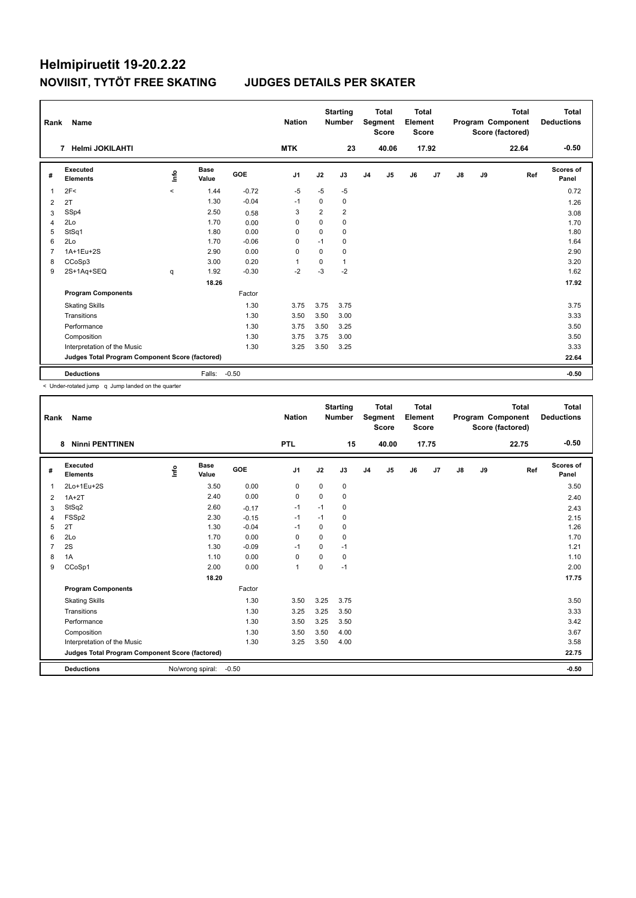# Helmipiruetit 19-20.2.22

## NOVIISIT, TYTÖT FREE SKATING JUDGES DETAILS PER SKATER

| Rank | Name | Nation | Starting Number | Total Segment Score | Total Element Score | Total Program Component Score (factored) | Total Deductions |
|---|---|---|---|---|---|---|---|
| 7 | Helmi JOKILAHTI | MTK | 23 | 40.06 | 17.92 | 22.64 | -0.50 |

| # | Executed Elements | Info | Base Value | GOE | J1 | J2 | J3 | J4 | J5 | J6 | J7 | J8 | J9 | Ref | Scores of Panel |
|---|---|---|---|---|---|---|---|---|---|---|---|---|---|---|---|
| 1 | 2F< | < | 1.44 | -0.72 | -5 | -5 | -5 | | | | | | | | 0.72 |
| 2 | 2T | | 1.30 | -0.04 | -1 | 0 | 0 | | | | | | | | 1.26 |
| 3 | SSp4 | | 2.50 | 0.58 | 3 | 2 | 2 | | | | | | | | 3.08 |
| 4 | 2Lo | | 1.70 | 0.00 | 0 | 0 | 0 | | | | | | | | 1.70 |
| 5 | StSq1 | | 1.80 | 0.00 | 0 | 0 | 0 | | | | | | | | 1.80 |
| 6 | 2Lo | | 1.70 | -0.06 | 0 | -1 | 0 | | | | | | | | 1.64 |
| 7 | 1A+1Eu+2S | | 2.90 | 0.00 | 0 | 0 | 0 | | | | | | | | 2.90 |
| 8 | CCoSp3 | | 3.00 | 0.20 | 1 | 0 | 1 | | | | | | | | 3.20 |
| 9 | 2S+1Aq+SEQ | q | 1.92 | -0.30 | -2 | -3 | -2 | | | | | | | | 1.62 |
| | | | 18.26 | | | | | | | | | | | | 17.92 |
| | **Program Components** | | | Factor | | | | | | | | | | | |
| | Skating Skills | | | 1.30 | 3.75 | 3.75 | 3.75 | | | | | | | | 3.75 |
| | Transitions | | | 1.30 | 3.50 | 3.50 | 3.00 | | | | | | | | 3.33 |
| | Performance | | | 1.30 | 3.75 | 3.50 | 3.25 | | | | | | | | 3.50 |
| | Composition | | | 1.30 | 3.75 | 3.75 | 3.00 | | | | | | | | 3.50 |
| | Interpretation of the Music | | | 1.30 | 3.25 | 3.50 | 3.25 | | | | | | | | 3.33 |
| | **Judges Total Program Component Score (factored)** | | | | | | | | | | | | | | 22.64 |
| | **Deductions** | | Falls: | -0.50 | | | | | | | | | | | -0.50 |

< Under-rotated jump q Jump landed on the quarter

| Rank | Name | Nation | Starting Number | Total Segment Score | Total Element Score | Total Program Component Score (factored) | Total Deductions |
|---|---|---|---|---|---|---|---|
| 8 | Ninni PENTTINEN | PTL | 15 | 40.00 | 17.75 | 22.75 | -0.50 |

| # | Executed Elements | Info | Base Value | GOE | J1 | J2 | J3 | J4 | J5 | J6 | J7 | J8 | J9 | Ref | Scores of Panel |
|---|---|---|---|---|---|---|---|---|---|---|---|---|---|---|---|
| 1 | 2Lo+1Eu+2S | | 3.50 | 0.00 | 0 | 0 | 0 | | | | | | | | 3.50 |
| 2 | 1A+2T | | 2.40 | 0.00 | 0 | 0 | 0 | | | | | | | | 2.40 |
| 3 | StSq2 | | 2.60 | -0.17 | -1 | -1 | 0 | | | | | | | | 2.43 |
| 4 | FSSp2 | | 2.30 | -0.15 | -1 | -1 | 0 | | | | | | | | 2.15 |
| 5 | 2T | | 1.30 | -0.04 | -1 | 0 | 0 | | | | | | | | 1.26 |
| 6 | 2Lo | | 1.70 | 0.00 | 0 | 0 | 0 | | | | | | | | 1.70 |
| 7 | 2S | | 1.30 | -0.09 | -1 | 0 | -1 | | | | | | | | 1.21 |
| 8 | 1A | | 1.10 | 0.00 | 0 | 0 | 0 | | | | | | | | 1.10 |
| 9 | CCoSp1 | | 2.00 | 0.00 | 1 | 0 | -1 | | | | | | | | 2.00 |
| | | | 18.20 | | | | | | | | | | | | 17.75 |
| | **Program Components** | | | Factor | | | | | | | | | | | |
| | Skating Skills | | | 1.30 | 3.50 | 3.25 | 3.75 | | | | | | | | 3.50 |
| | Transitions | | | 1.30 | 3.25 | 3.25 | 3.50 | | | | | | | | 3.33 |
| | Performance | | | 1.30 | 3.50 | 3.25 | 3.50 | | | | | | | | 3.42 |
| | Composition | | | 1.30 | 3.50 | 3.50 | 4.00 | | | | | | | | 3.67 |
| | Interpretation of the Music | | | 1.30 | 3.25 | 3.50 | 4.00 | | | | | | | | 3.58 |
| | **Judges Total Program Component Score (factored)** | | | | | | | | | | | | | | 22.75 |
| | **Deductions** | | No/wrong spiral: | -0.50 | | | | | | | | | | | -0.50 |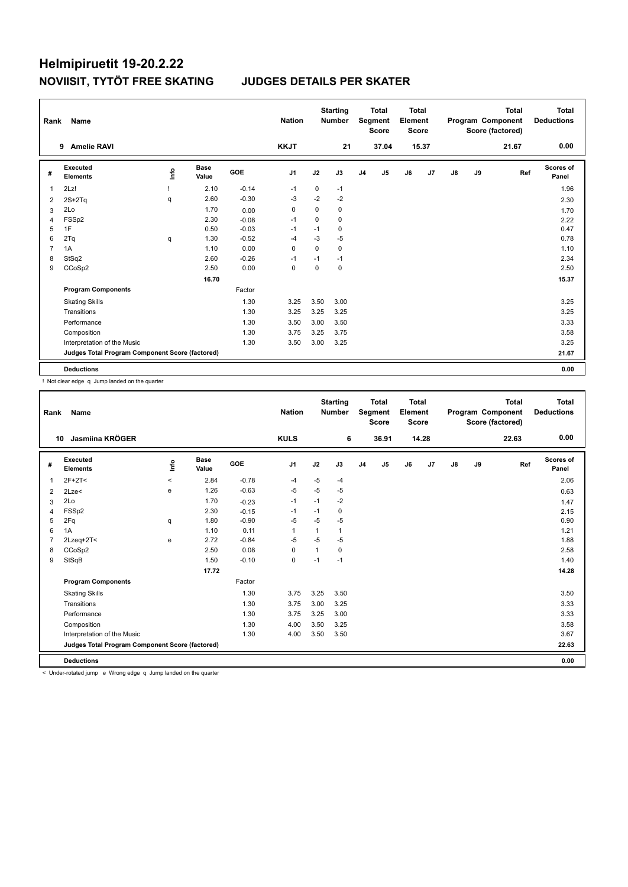# Helmipiruetit 19-20.2.22

## NOVIISIT, TYTÖT FREE SKATING JUDGES DETAILS PER SKATER

| Rank | Name | Nation | Starting Number | Total Segment Score | Total Element Score | Total Program Component Score (factored) | Total Deductions |
|---|---|---|---|---|---|---|---|
| 9 | Amelie RAVI | KKJT | 21 | 37.04 | 15.37 | 21.67 | 0.00 |

| # | Executed Elements | Info | Base Value | GOE | J1 | J2 | J3 | J4 | J5 | J6 | J7 | J8 | J9 | Ref | Scores of Panel |
|---|---|---|---|---|---|---|---|---|---|---|---|---|---|---|---|
| 1 | 2Lz! | ! | 2.10 | -0.14 | -1 | 0 | -1 | | | | | | | | 1.96 |
| 2 | 2S+2Tq | q | 2.60 | -0.30 | -3 | -2 | -2 | | | | | | | | 2.30 |
| 3 | 2Lo | | 1.70 | 0.00 | 0 | 0 | 0 | | | | | | | | 1.70 |
| 4 | FSSp2 | | 2.30 | -0.08 | -1 | 0 | 0 | | | | | | | | 2.22 |
| 5 | 1F | | 0.50 | -0.03 | -1 | -1 | 0 | | | | | | | | 0.47 |
| 6 | 2Tq | q | 1.30 | -0.52 | -4 | -3 | -5 | | | | | | | | 0.78 |
| 7 | 1A | | 1.10 | 0.00 | 0 | 0 | 0 | | | | | | | | 1.10 |
| 8 | StSq2 | | 2.60 | -0.26 | -1 | -1 | -1 | | | | | | | | 2.34 |
| 9 | CCoSp2 | | 2.50 | 0.00 | 0 | 0 | 0 | | | | | | | | 2.50 |
| | | | 16.70 | | | | | | | | | | | | 15.37 |
| | **Program Components** | | | Factor | | | | | | | | | | | |
| | Skating Skills | | | 1.30 | 3.25 | 3.50 | 3.00 | | | | | | | | 3.25 |
| | Transitions | | | 1.30 | 3.25 | 3.25 | 3.25 | | | | | | | | 3.25 |
| | Performance | | | 1.30 | 3.50 | 3.00 | 3.50 | | | | | | | | 3.33 |
| | Composition | | | 1.30 | 3.75 | 3.25 | 3.75 | | | | | | | | 3.58 |
| | Interpretation of the Music | | | 1.30 | 3.50 | 3.00 | 3.25 | | | | | | | | 3.25 |
| | **Judges Total Program Component Score (factored)** | | | | | | | | | | | | | | 21.67 |
| | **Deductions** | | | | | | | | | | | | | | 0.00 |

! Not clear edge q Jump landed on the quarter

| Rank | Name | Nation | Starting Number | Total Segment Score | Total Element Score | Total Program Component Score (factored) | Total Deductions |
|---|---|---|---|---|---|---|---|
| 10 | Jasmiina KRÖGER | KULS | 6 | 36.91 | 14.28 | 22.63 | 0.00 |

| # | Executed Elements | Info | Base Value | GOE | J1 | J2 | J3 | J4 | J5 | J6 | J7 | J8 | J9 | Ref | Scores of Panel |
|---|---|---|---|---|---|---|---|---|---|---|---|---|---|---|---|
| 1 | 2F+2T< | < | 2.84 | -0.78 | -4 | -5 | -4 | | | | | | | | 2.06 |
| 2 | 2Lze< | e | 1.26 | -0.63 | -5 | -5 | -5 | | | | | | | | 0.63 |
| 3 | 2Lo | | 1.70 | -0.23 | -1 | -1 | -2 | | | | | | | | 1.47 |
| 4 | FSSp2 | | 2.30 | -0.15 | -1 | -1 | 0 | | | | | | | | 2.15 |
| 5 | 2Fq | q | 1.80 | -0.90 | -5 | -5 | -5 | | | | | | | | 0.90 |
| 6 | 1A | | 1.10 | 0.11 | 1 | 1 | 1 | | | | | | | | 1.21 |
| 7 | 2Lzeq+2T< | e | 2.72 | -0.84 | -5 | -5 | -5 | | | | | | | | 1.88 |
| 8 | CCoSp2 | | 2.50 | 0.08 | 0 | 1 | 0 | | | | | | | | 2.58 |
| 9 | StSqB | | 1.50 | -0.10 | 0 | -1 | -1 | | | | | | | | 1.40 |
| | | | 17.72 | | | | | | | | | | | | 14.28 |
| | **Program Components** | | | Factor | | | | | | | | | | | |
| | Skating Skills | | | 1.30 | 3.75 | 3.25 | 3.50 | | | | | | | | 3.50 |
| | Transitions | | | 1.30 | 3.75 | 3.00 | 3.25 | | | | | | | | 3.33 |
| | Performance | | | 1.30 | 3.75 | 3.25 | 3.00 | | | | | | | | 3.33 |
| | Composition | | | 1.30 | 4.00 | 3.50 | 3.25 | | | | | | | | 3.58 |
| | Interpretation of the Music | | | 1.30 | 4.00 | 3.50 | 3.50 | | | | | | | | 3.67 |
| | **Judges Total Program Component Score (factored)** | | | | | | | | | | | | | | 22.63 |
| | **Deductions** | | | | | | | | | | | | | | 0.00 |

< Under-rotated jump e Wrong edge q Jump landed on the quarter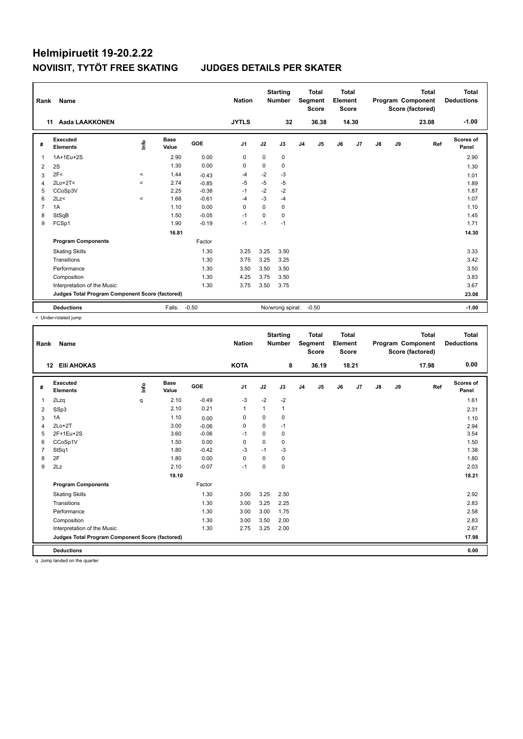# Helmipiruetit 19-20.2.22

## NOVIISIT, TYTÖT FREE SKATING JUDGES DETAILS PER SKATER

| Rank | Name | Nation | Starting Number | Total Segment Score | Total Element Score | Total Program Component Score (factored) | Total Deductions |
|---|---|---|---|---|---|---|---|
| 11 | Aada LAAKKONEN | JYTLS | 32 | 36.38 | 14.30 | 23.08 | -1.00 |

| # | Executed Elements | Info | Base Value | GOE | J1 | J2 | J3 | J4 | J5 | J6 | J7 | J8 | J9 | Ref | Scores of Panel |
|---|---|---|---|---|---|---|---|---|---|---|---|---|---|---|---|
| 1 | 1A+1Eu+2S | | 2.90 | 0.00 | 0 | 0 | 0 | | | | | | | | 2.90 |
| 2 | 2S | | 1.30 | 0.00 | 0 | 0 | 0 | | | | | | | | 1.30 |
| 3 | 2F< | < | 1.44 | -0.43 | -4 | -2 | -3 | | | | | | | | 1.01 |
| 4 | 2Lo+2T< | < | 2.74 | -0.85 | -5 | -5 | -5 | | | | | | | | 1.89 |
| 5 | CCoSp3V | | 2.25 | -0.38 | -1 | -2 | -2 | | | | | | | | 1.87 |
| 6 | 2Lz< | < | 1.68 | -0.61 | -4 | -3 | -4 | | | | | | | | 1.07 |
| 7 | 1A | | 1.10 | 0.00 | 0 | 0 | 0 | | | | | | | | 1.10 |
| 8 | StSqB | | 1.50 | -0.05 | -1 | 0 | 0 | | | | | | | | 1.45 |
| 9 | FCSp1 | | 1.90 | -0.19 | -1 | -1 | -1 | | | | | | | | 1.71 |
| | | | 16.81 | | | | | | | | | | | | 14.30 |
| | **Program Components** | | | Factor | | | | | | | | | | | |
| | Skating Skills | | | 1.30 | 3.25 | 3.25 | 3.50 | | | | | | | | 3.33 |
| | Transitions | | | 1.30 | 3.75 | 3.25 | 3.25 | | | | | | | | 3.42 |
| | Performance | | | 1.30 | 3.50 | 3.50 | 3.50 | | | | | | | | 3.50 |
| | Composition | | | 1.30 | 4.25 | 3.75 | 3.50 | | | | | | | | 3.83 |
| | Interpretation of the Music | | | 1.30 | 3.75 | 3.50 | 3.75 | | | | | | | | 3.67 |
| | **Judges Total Program Component Score (factored)** | | | | | | | | | | | | | | 23.08 |
| | **Deductions** | | Falls: | -0.50 | | No/wrong spiral: | | -0.50 | | | | | | | -1.00 |

< Under-rotated jump

| Rank | Name | Nation | Starting Number | Total Segment Score | Total Element Score | Total Program Component Score (factored) | Total Deductions |
|---|---|---|---|---|---|---|---|
| 12 | Elli AHOKAS | KOTA | 8 | 36.19 | 18.21 | 17.98 | 0.00 |

| # | Executed Elements | Info | Base Value | GOE | J1 | J2 | J3 | J4 | J5 | J6 | J7 | J8 | J9 | Ref | Scores of Panel |
|---|---|---|---|---|---|---|---|---|---|---|---|---|---|---|---|
| 1 | 2Lzq | q | 2.10 | -0.49 | -3 | -2 | -2 | | | | | | | | 1.61 |
| 2 | SSp3 | | 2.10 | 0.21 | 1 | 1 | 1 | | | | | | | | 2.31 |
| 3 | 1A | | 1.10 | 0.00 | 0 | 0 | 0 | | | | | | | | 1.10 |
| 4 | 2Lo+2T | | 3.00 | -0.06 | 0 | 0 | -1 | | | | | | | | 2.94 |
| 5 | 2F+1Eu+2S | | 3.60 | -0.06 | -1 | 0 | 0 | | | | | | | | 3.54 |
| 6 | CCoSp1V | | 1.50 | 0.00 | 0 | 0 | 0 | | | | | | | | 1.50 |
| 7 | StSq1 | | 1.80 | -0.42 | -3 | -1 | -3 | | | | | | | | 1.38 |
| 8 | 2F | | 1.80 | 0.00 | 0 | 0 | 0 | | | | | | | | 1.80 |
| 9 | 2Lz | | 2.10 | -0.07 | -1 | 0 | 0 | | | | | | | | 2.03 |
| | | | 19.10 | | | | | | | | | | | | 18.21 |
| | **Program Components** | | | Factor | | | | | | | | | | | |
| | Skating Skills | | | 1.30 | 3.00 | 3.25 | 2.50 | | | | | | | | 2.92 |
| | Transitions | | | 1.30 | 3.00 | 3.25 | 2.25 | | | | | | | | 2.83 |
| | Performance | | | 1.30 | 3.00 | 3.00 | 1.75 | | | | | | | | 2.58 |
| | Composition | | | 1.30 | 3.00 | 3.50 | 2.00 | | | | | | | | 2.83 |
| | Interpretation of the Music | | | 1.30 | 2.75 | 3.25 | 2.00 | | | | | | | | 2.67 |
| | **Judges Total Program Component Score (factored)** | | | | | | | | | | | | | | 17.98 |
| | **Deductions** | | | | | | | | | | | | | | 0.00 |

q Jump landed on the quarter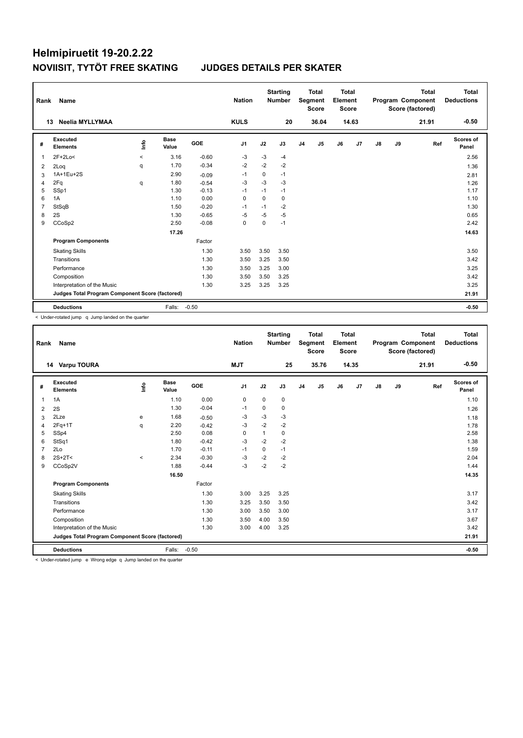# Helmipiruetit 19-20.2.22

## NOVIISIT, TYTÖT FREE SKATING JUDGES DETAILS PER SKATER

| Rank | Name | Nation | Starting Number | Total Segment Score | Total Element Score | Total Program Component Score (factored) | Total Deductions |
|---|---|---|---|---|---|---|---|
| 13 | Neelia MYLLYMAA | KULS | 20 | 36.04 | 14.63 | 21.91 | -0.50 |

| # | Executed Elements | Info | Base Value | GOE | J1 | J2 | J3 | J4 | J5 | J6 | J7 | J8 | J9 | Ref | Scores of Panel |
|---|---|---|---|---|---|---|---|---|---|---|---|---|---|---|---|
| 1 | 2F+2Lo< | < | 3.16 | -0.60 | -3 | -3 | -4 | | | | | | | | 2.56 |
| 2 | 2Loq | q | 1.70 | -0.34 | -2 | -2 | -2 | | | | | | | | 1.36 |
| 3 | 1A+1Eu+2S | | 2.90 | -0.09 | -1 | 0 | -1 | | | | | | | | 2.81 |
| 4 | 2Fq | q | 1.80 | -0.54 | -3 | -3 | -3 | | | | | | | | 1.26 |
| 5 | SSp1 | | 1.30 | -0.13 | -1 | -1 | -1 | | | | | | | | 1.17 |
| 6 | 1A | | 1.10 | 0.00 | 0 | 0 | 0 | | | | | | | | 1.10 |
| 7 | StSqB | | 1.50 | -0.20 | -1 | -1 | -2 | | | | | | | | 1.30 |
| 8 | 2S | | 1.30 | -0.65 | -5 | -5 | -5 | | | | | | | | 0.65 |
| 9 | CCoSp2 | | 2.50 | -0.08 | 0 | 0 | -1 | | | | | | | | 2.42 |
| | | | 17.26 | | | | | | | | | | | | 14.63 |
| | **Program Components** | | | Factor | | | | | | | | | | | |
| | Skating Skills | | | 1.30 | 3.50 | 3.50 | 3.50 | | | | | | | | 3.50 |
| | Transitions | | | 1.30 | 3.50 | 3.25 | 3.50 | | | | | | | | 3.42 |
| | Performance | | | 1.30 | 3.50 | 3.25 | 3.00 | | | | | | | | 3.25 |
| | Composition | | | 1.30 | 3.50 | 3.50 | 3.25 | | | | | | | | 3.42 |
| | Interpretation of the Music | | | 1.30 | 3.25 | 3.25 | 3.25 | | | | | | | | 3.25 |
| | **Judges Total Program Component Score (factored)** | | | | | | | | | | | | | | 21.91 |
| | **Deductions** | | Falls: | -0.50 | | | | | | | | | | | -0.50 |

< Under-rotated jump q Jump landed on the quarter

| Rank | Name | Nation | Starting Number | Total Segment Score | Total Element Score | Total Program Component Score (factored) | Total Deductions |
|---|---|---|---|---|---|---|---|
| 14 | Varpu TOURA | MJT | 25 | 35.76 | 14.35 | 21.91 | -0.50 |

| # | Executed Elements | Info | Base Value | GOE | J1 | J2 | J3 | J4 | J5 | J6 | J7 | J8 | J9 | Ref | Scores of Panel |
|---|---|---|---|---|---|---|---|---|---|---|---|---|---|---|---|
| 1 | 1A | | 1.10 | 0.00 | 0 | 0 | 0 | | | | | | | | 1.10 |
| 2 | 2S | | 1.30 | -0.04 | -1 | 0 | 0 | | | | | | | | 1.26 |
| 3 | 2Lze | e | 1.68 | -0.50 | -3 | -3 | -3 | | | | | | | | 1.18 |
| 4 | 2Fq+1T | q | 2.20 | -0.42 | -3 | -2 | -2 | | | | | | | | 1.78 |
| 5 | SSp4 | | 2.50 | 0.08 | 0 | 1 | 0 | | | | | | | | 2.58 |
| 6 | StSq1 | | 1.80 | -0.42 | -3 | -2 | -2 | | | | | | | | 1.38 |
| 7 | 2Lo | | 1.70 | -0.11 | -1 | 0 | -1 | | | | | | | | 1.59 |
| 8 | 2S+2T< | < | 2.34 | -0.30 | -3 | -2 | -2 | | | | | | | | 2.04 |
| 9 | CCoSp2V | | 1.88 | -0.44 | -3 | -2 | -2 | | | | | | | | 1.44 |
| | | | 16.50 | | | | | | | | | | | | 14.35 |
| | **Program Components** | | | Factor | | | | | | | | | | | |
| | Skating Skills | | | 1.30 | 3.00 | 3.25 | 3.25 | | | | | | | | 3.17 |
| | Transitions | | | 1.30 | 3.25 | 3.50 | 3.50 | | | | | | | | 3.42 |
| | Performance | | | 1.30 | 3.00 | 3.50 | 3.00 | | | | | | | | 3.17 |
| | Composition | | | 1.30 | 3.50 | 4.00 | 3.50 | | | | | | | | 3.67 |
| | Interpretation of the Music | | | 1.30 | 3.00 | 4.00 | 3.25 | | | | | | | | 3.42 |
| | **Judges Total Program Component Score (factored)** | | | | | | | | | | | | | | 21.91 |
| | **Deductions** | | Falls: | -0.50 | | | | | | | | | | | -0.50 |

< Under-rotated jump e Wrong edge q Jump landed on the quarter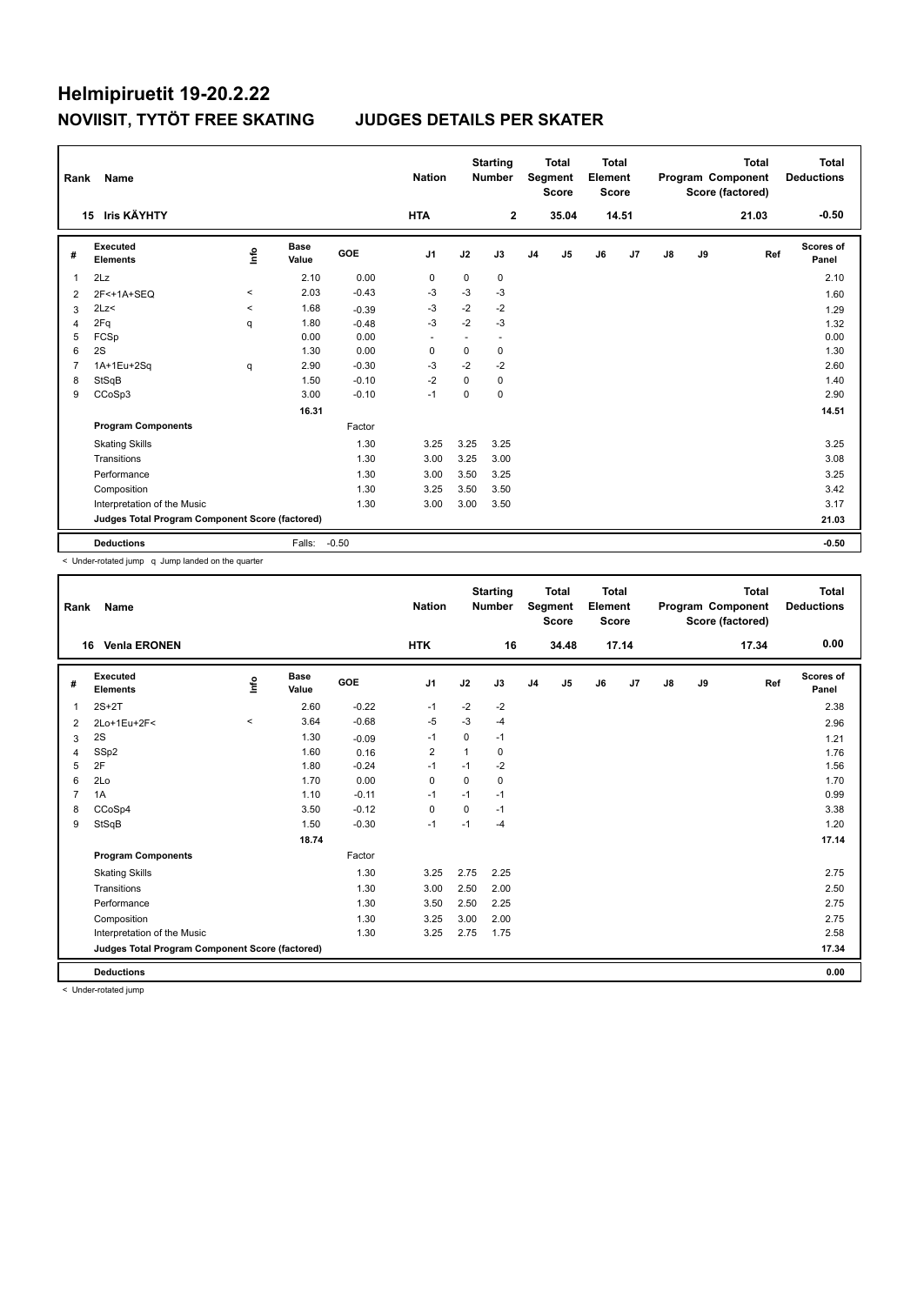# Helmipiruetit 19-20.2.22

## NOVIISIT, TYTÖT FREE SKATING JUDGES DETAILS PER SKATER

| Rank | Name | Nation | Starting Number | Total Segment Score | Total Element Score | Total Program Component Score (factored) | Total Deductions |
|---|---|---|---|---|---|---|---|
| 15 | Iris KÄYHTY | HTA | 2 | 35.04 | 14.51 | 21.03 | -0.50 |

| # | Executed Elements | Info | Base Value | GOE | J1 | J2 | J3 | J4 | J5 | J6 | J7 | J8 | J9 | Ref | Scores of Panel |
|---|---|---|---|---|---|---|---|---|---|---|---|---|---|---|---|
| 1 | 2Lz | | 2.10 | 0.00 | 0 | 0 | 0 | | | | | | | | 2.10 |
| 2 | 2F<+1A+SEQ | < | 2.03 | -0.43 | -3 | -3 | -3 | | | | | | | | 1.60 |
| 3 | 2Lz< | < | 1.68 | -0.39 | -3 | -2 | -2 | | | | | | | | 1.29 |
| 4 | 2Fq | q | 1.80 | -0.48 | -3 | -2 | -3 | | | | | | | | 1.32 |
| 5 | FCSp | | 0.00 | 0.00 | - | - | - | | | | | | | | 0.00 |
| 6 | 2S | | 1.30 | 0.00 | 0 | 0 | 0 | | | | | | | | 1.30 |
| 7 | 1A+1Eu+2Sq | q | 2.90 | -0.30 | -3 | -2 | -2 | | | | | | | | 2.60 |
| 8 | StSqB | | 1.50 | -0.10 | -2 | 0 | 0 | | | | | | | | 1.40 |
| 9 | CCoSp3 | | 3.00 | -0.10 | -1 | 0 | 0 | | | | | | | | 2.90 |
| | | | 16.31 | | | | | | | | | | | | 14.51 |
| | **Program Components** | | | Factor | | | | | | | | | | | |
| | Skating Skills | | | 1.30 | 3.25 | 3.25 | 3.25 | | | | | | | | 3.25 |
| | Transitions | | | 1.30 | 3.00 | 3.25 | 3.00 | | | | | | | | 3.08 |
| | Performance | | | 1.30 | 3.00 | 3.50 | 3.25 | | | | | | | | 3.25 |
| | Composition | | | 1.30 | 3.25 | 3.50 | 3.50 | | | | | | | | 3.42 |
| | Interpretation of the Music | | | 1.30 | 3.00 | 3.00 | 3.50 | | | | | | | | 3.17 |
| | **Judges Total Program Component Score (factored)** | | | | | | | | | | | | | | 21.03 |
| | **Deductions** | | Falls: | -0.50 | | | | | | | | | | | -0.50 |

< Under-rotated jump q Jump landed on the quarter

| Rank | Name | Nation | Starting Number | Total Segment Score | Total Element Score | Total Program Component Score (factored) | Total Deductions |
|---|---|---|---|---|---|---|---|
| 16 | Venla ERONEN | HTK | 16 | 34.48 | 17.14 | 17.34 | 0.00 |

| # | Executed Elements | Info | Base Value | GOE | J1 | J2 | J3 | J4 | J5 | J6 | J7 | J8 | J9 | Ref | Scores of Panel |
|---|---|---|---|---|---|---|---|---|---|---|---|---|---|---|---|
| 1 | 2S+2T | | 2.60 | -0.22 | -1 | -2 | -2 | | | | | | | | 2.38 |
| 2 | 2Lo+1Eu+2F< | < | 3.64 | -0.68 | -5 | -3 | -4 | | | | | | | | 2.96 |
| 3 | 2S | | 1.30 | -0.09 | -1 | 0 | -1 | | | | | | | | 1.21 |
| 4 | SSp2 | | 1.60 | 0.16 | 2 | 1 | 0 | | | | | | | | 1.76 |
| 5 | 2F | | 1.80 | -0.24 | -1 | -1 | -2 | | | | | | | | 1.56 |
| 6 | 2Lo | | 1.70 | 0.00 | 0 | 0 | 0 | | | | | | | | 1.70 |
| 7 | 1A | | 1.10 | -0.11 | -1 | -1 | -1 | | | | | | | | 0.99 |
| 8 | CCoSp4 | | 3.50 | -0.12 | 0 | 0 | -1 | | | | | | | | 3.38 |
| 9 | StSqB | | 1.50 | -0.30 | -1 | -1 | -4 | | | | | | | | 1.20 |
| | | | 18.74 | | | | | | | | | | | | 17.14 |
| | **Program Components** | | | Factor | | | | | | | | | | | |
| | Skating Skills | | | 1.30 | 3.25 | 2.75 | 2.25 | | | | | | | | 2.75 |
| | Transitions | | | 1.30 | 3.00 | 2.50 | 2.00 | | | | | | | | 2.50 |
| | Performance | | | 1.30 | 3.50 | 2.50 | 2.25 | | | | | | | | 2.75 |
| | Composition | | | 1.30 | 3.25 | 3.00 | 2.00 | | | | | | | | 2.75 |
| | Interpretation of the Music | | | 1.30 | 3.25 | 2.75 | 1.75 | | | | | | | | 2.58 |
| | **Judges Total Program Component Score (factored)** | | | | | | | | | | | | | | 17.34 |
| | **Deductions** | | | | | | | | | | | | | | 0.00 |

< Under-rotated jump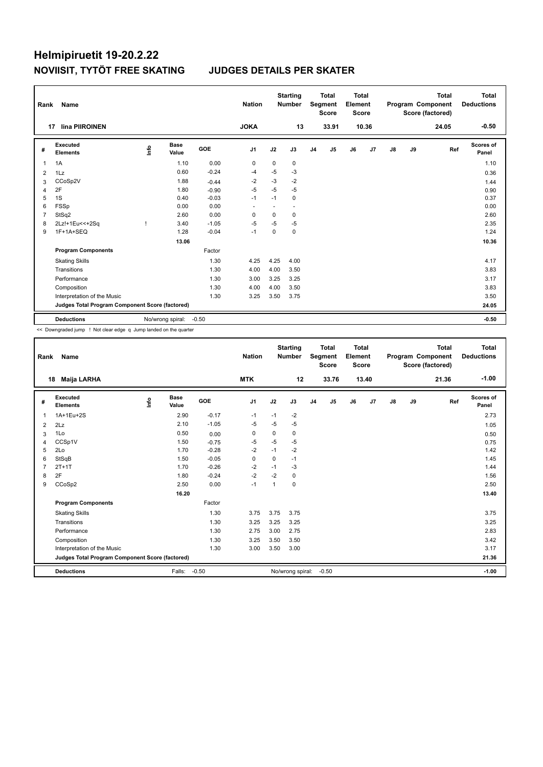# Helmipiruetit 19-20.2.22

## NOVIISIT, TYTÖT FREE SKATING JUDGES DETAILS PER SKATER

| Rank | Name | Nation | Starting Number | Total Segment Score | Total Element Score | Total Program Component Score (factored) | Total Deductions |
|---|---|---|---|---|---|---|---|
| 17 | Iina PIIROINEN | JOKA | 13 | 33.91 | 10.36 | 24.05 | -0.50 |

| # | Executed Elements | Info | Base Value | GOE | J1 | J2 | J3 | J4 | J5 | J6 | J7 | J8 | J9 | Ref | Scores of Panel |
|---|---|---|---|---|---|---|---|---|---|---|---|---|---|---|---|
| 1 | 1A | | 1.10 | 0.00 | 0 | 0 | 0 | | | | | | | | 1.10 |
| 2 | 1Lz | | 0.60 | -0.24 | -4 | -5 | -3 | | | | | | | | 0.36 |
| 3 | CCoSp2V | | 1.88 | -0.44 | -2 | -3 | -2 | | | | | | | | 1.44 |
| 4 | 2F | | 1.80 | -0.90 | -5 | -5 | -5 | | | | | | | | 0.90 |
| 5 | 1S | | 0.40 | -0.03 | -1 | -1 | 0 | | | | | | | | 0.37 |
| 6 | FSSp | | 0.00 | 0.00 | - | - | - | | | | | | | | 0.00 |
| 7 | StSq2 | | 2.60 | 0.00 | 0 | 0 | 0 | | | | | | | | 2.60 |
| 8 | 2Lz!+1Eu<<+2Sq | ! | 3.40 | -1.05 | -5 | -5 | -5 | | | | | | | | 2.35 |
| 9 | 1F+1A+SEQ | | 1.28 | -0.04 | -1 | 0 | 0 | | | | | | | | 1.24 |
| | | | 13.06 | | | | | | | | | | | | 10.36 |
| | **Program Components** | | | Factor | | | | | | | | | | | |
| | Skating Skills | | | 1.30 | 4.25 | 4.25 | 4.00 | | | | | | | | 4.17 |
| | Transitions | | | 1.30 | 4.00 | 4.00 | 3.50 | | | | | | | | 3.83 |
| | Performance | | | 1.30 | 3.00 | 3.25 | 3.25 | | | | | | | | 3.17 |
| | Composition | | | 1.30 | 4.00 | 4.00 | 3.50 | | | | | | | | 3.83 |
| | Interpretation of the Music | | | 1.30 | 3.25 | 3.50 | 3.75 | | | | | | | | 3.50 |
| | **Judges Total Program Component Score (factored)** | | | | | | | | | | | | | | 24.05 |
| | **Deductions** | No/wrong spiral: | -0.50 | | | | | | | | | | | | -0.50 |

<< Downgraded jump ! Not clear edge q Jump landed on the quarter

| Rank | Name | Nation | Starting Number | Total Segment Score | Total Element Score | Total Program Component Score (factored) | Total Deductions |
|---|---|---|---|---|---|---|---|
| 18 | Maija LARHA | MTK | 12 | 33.76 | 13.40 | 21.36 | -1.00 |

| # | Executed Elements | Info | Base Value | GOE | J1 | J2 | J3 | J4 | J5 | J6 | J7 | J8 | J9 | Ref | Scores of Panel |
|---|---|---|---|---|---|---|---|---|---|---|---|---|---|---|---|
| 1 | 1A+1Eu+2S | | 2.90 | -0.17 | -1 | -1 | -2 | | | | | | | | 2.73 |
| 2 | 2Lz | | 2.10 | -1.05 | -5 | -5 | -5 | | | | | | | | 1.05 |
| 3 | 1Lo | | 0.50 | 0.00 | 0 | 0 | 0 | | | | | | | | 0.50 |
| 4 | CCSp1V | | 1.50 | -0.75 | -5 | -5 | -5 | | | | | | | | 0.75 |
| 5 | 2Lo | | 1.70 | -0.28 | -2 | -1 | -2 | | | | | | | | 1.42 |
| 6 | StSqB | | 1.50 | -0.05 | 0 | 0 | -1 | | | | | | | | 1.45 |
| 7 | 2T+1T | | 1.70 | -0.26 | -2 | -1 | -3 | | | | | | | | 1.44 |
| 8 | 2F | | 1.80 | -0.24 | -2 | -2 | 0 | | | | | | | | 1.56 |
| 9 | CCoSp2 | | 2.50 | 0.00 | -1 | 1 | 0 | | | | | | | | 2.50 |
| | | | 16.20 | | | | | | | | | | | | 13.40 |
| | **Program Components** | | | Factor | | | | | | | | | | | |
| | Skating Skills | | | 1.30 | 3.75 | 3.75 | 3.75 | | | | | | | | 3.75 |
| | Transitions | | | 1.30 | 3.25 | 3.25 | 3.25 | | | | | | | | 3.25 |
| | Performance | | | 1.30 | 2.75 | 3.00 | 2.75 | | | | | | | | 2.83 |
| | Composition | | | 1.30 | 3.25 | 3.50 | 3.50 | | | | | | | | 3.42 |
| | Interpretation of the Music | | | 1.30 | 3.00 | 3.50 | 3.00 | | | | | | | | 3.17 |
| | **Judges Total Program Component Score (factored)** | | | | | | | | | | | | | | 21.36 |
| | **Deductions** | Falls: | -0.50 | | No/wrong spiral: | | -0.50 | | | | | | | | -1.00 |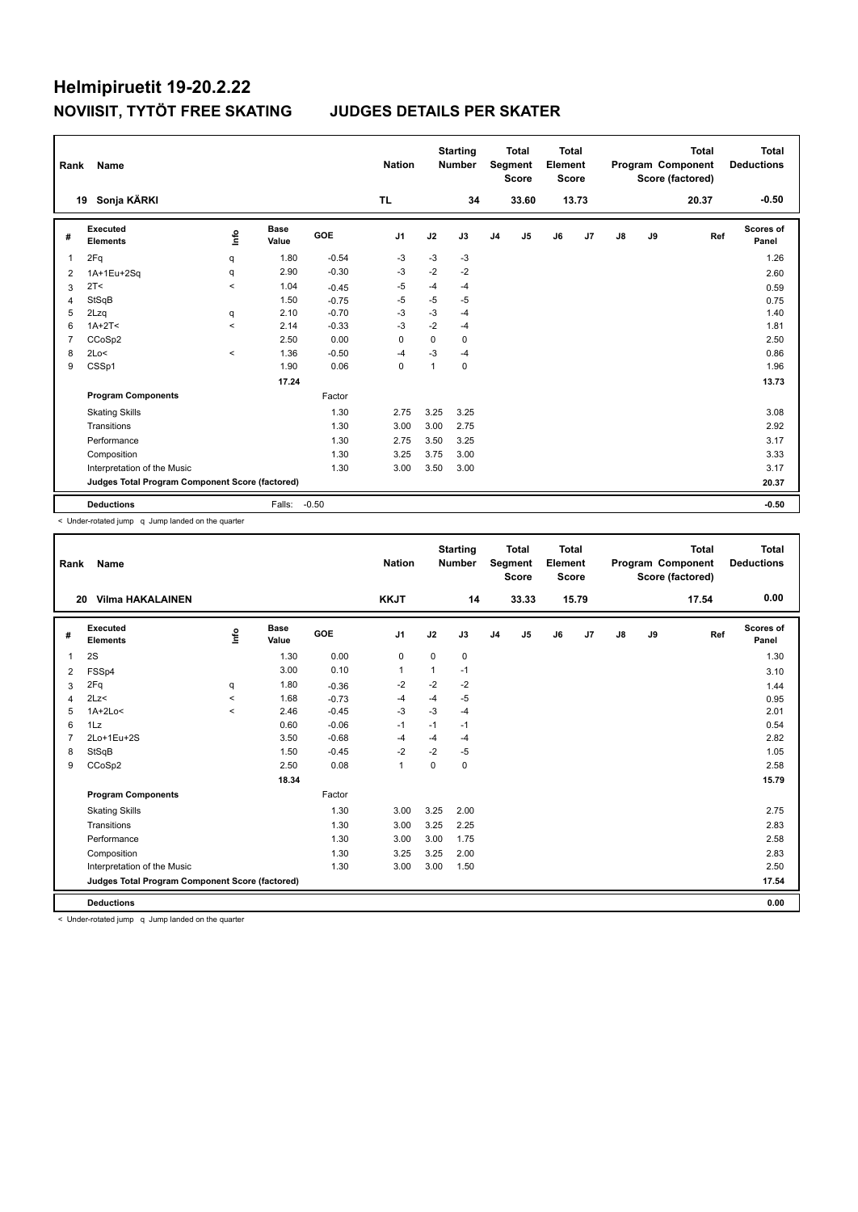# Helmipiruetit 19-20.2.22

## NOVIISIT, TYTÖT FREE SKATING    JUDGES DETAILS PER SKATER

| Rank | Name | | | | Nation | | Starting Number | | Total Segment Score | | Total Element Score | | | Total Program Component Score (factored) | | Total Deductions |
|---|---|---|---|---|---|---|---|---|---|---|---|---|---|---|---|---|
| 19 | Sonja KÄRKI | | | | TL | | 34 | | 33.60 | | 13.73 | | | 20.37 | | -0.50 |

| # | Executed Elements | Info | Base Value | GOE | J1 | J2 | J3 | J4 | J5 | J6 | J7 | J8 | J9 | Ref | Scores of Panel |
|---|---|---|---|---|---|---|---|---|---|---|---|---|---|---|---|
| 1 | 2Fq | q | 1.80 | -0.54 | -3 | -3 | -3 | | | | | | | | 1.26 |
| 2 | 1A+1Eu+2Sq | q | 2.90 | -0.30 | -3 | -2 | -2 | | | | | | | | 2.60 |
| 3 | 2T< | < | 1.04 | -0.45 | -5 | -4 | -4 | | | | | | | | 0.59 |
| 4 | StSqB | | 1.50 | -0.75 | -5 | -5 | -5 | | | | | | | | 0.75 |
| 5 | 2Lzq | q | 2.10 | -0.70 | -3 | -3 | -4 | | | | | | | | 1.40 |
| 6 | 1A+2T< | < | 2.14 | -0.33 | -3 | -2 | -4 | | | | | | | | 1.81 |
| 7 | CCoSp2 | | 2.50 | 0.00 | 0 | 0 | 0 | | | | | | | | 2.50 |
| 8 | 2Lo< | < | 1.36 | -0.50 | -4 | -3 | -4 | | | | | | | | 0.86 |
| 9 | CSSp1 | | 1.90 | 0.06 | 0 | 1 | 0 | | | | | | | | 1.96 |
| | | | 17.24 | | | | | | | | | | | | 13.73 |
| | **Program Components** | | | Factor | | | | | | | | | | | |
| | Skating Skills | | | 1.30 | 2.75 | 3.25 | 3.25 | | | | | | | | 3.08 |
| | Transitions | | | 1.30 | 3.00 | 3.00 | 2.75 | | | | | | | | 2.92 |
| | Performance | | | 1.30 | 2.75 | 3.50 | 3.25 | | | | | | | | 3.17 |
| | Composition | | | 1.30 | 3.25 | 3.75 | 3.00 | | | | | | | | 3.33 |
| | Interpretation of the Music | | | 1.30 | 3.00 | 3.50 | 3.00 | | | | | | | | 3.17 |
| | **Judges Total Program Component Score (factored)** | | | | | | | | | | | | | | 20.37 |
| | **Deductions** | | Falls: | -0.50 | | | | | | | | | | | -0.50 |

< Under-rotated jump q Jump landed on the quarter

| Rank | Name | | | | Nation | | Starting Number | | Total Segment Score | | Total Element Score | | | Total Program Component Score (factored) | | Total Deductions |
|---|---|---|---|---|---|---|---|---|---|---|---|---|---|---|---|---|
| 20 | Vilma HAKALAINEN | | | | KKJT | | 14 | | 33.33 | | 15.79 | | | 17.54 | | 0.00 |

| # | Executed Elements | Info | Base Value | GOE | J1 | J2 | J3 | J4 | J5 | J6 | J7 | J8 | J9 | Ref | Scores of Panel |
|---|---|---|---|---|---|---|---|---|---|---|---|---|---|---|---|
| 1 | 2S | | 1.30 | 0.00 | 0 | 0 | 0 | | | | | | | | 1.30 |
| 2 | FSSp4 | | 3.00 | 0.10 | 1 | 1 | -1 | | | | | | | | 3.10 |
| 3 | 2Fq | q | 1.80 | -0.36 | -2 | -2 | -2 | | | | | | | | 1.44 |
| 4 | 2Lz< | < | 1.68 | -0.73 | -4 | -4 | -5 | | | | | | | | 0.95 |
| 5 | 1A+2Lo< | < | 2.46 | -0.45 | -3 | -3 | -4 | | | | | | | | 2.01 |
| 6 | 1Lz | | 0.60 | -0.06 | -1 | -1 | -1 | | | | | | | | 0.54 |
| 7 | 2Lo+1Eu+2S | | 3.50 | -0.68 | -4 | -4 | -4 | | | | | | | | 2.82 |
| 8 | StSqB | | 1.50 | -0.45 | -2 | -2 | -5 | | | | | | | | 1.05 |
| 9 | CCoSp2 | | 2.50 | 0.08 | 1 | 0 | 0 | | | | | | | | 2.58 |
| | | | 18.34 | | | | | | | | | | | | 15.79 |
| | **Program Components** | | | Factor | | | | | | | | | | | |
| | Skating Skills | | | 1.30 | 3.00 | 3.25 | 2.00 | | | | | | | | 2.75 |
| | Transitions | | | 1.30 | 3.00 | 3.25 | 2.25 | | | | | | | | 2.83 |
| | Performance | | | 1.30 | 3.00 | 3.00 | 1.75 | | | | | | | | 2.58 |
| | Composition | | | 1.30 | 3.25 | 3.25 | 2.00 | | | | | | | | 2.83 |
| | Interpretation of the Music | | | 1.30 | 3.00 | 3.00 | 1.50 | | | | | | | | 2.50 |
| | **Judges Total Program Component Score (factored)** | | | | | | | | | | | | | | 17.54 |
| | **Deductions** | | | | | | | | | | | | | | 0.00 |

< Under-rotated jump q Jump landed on the quarter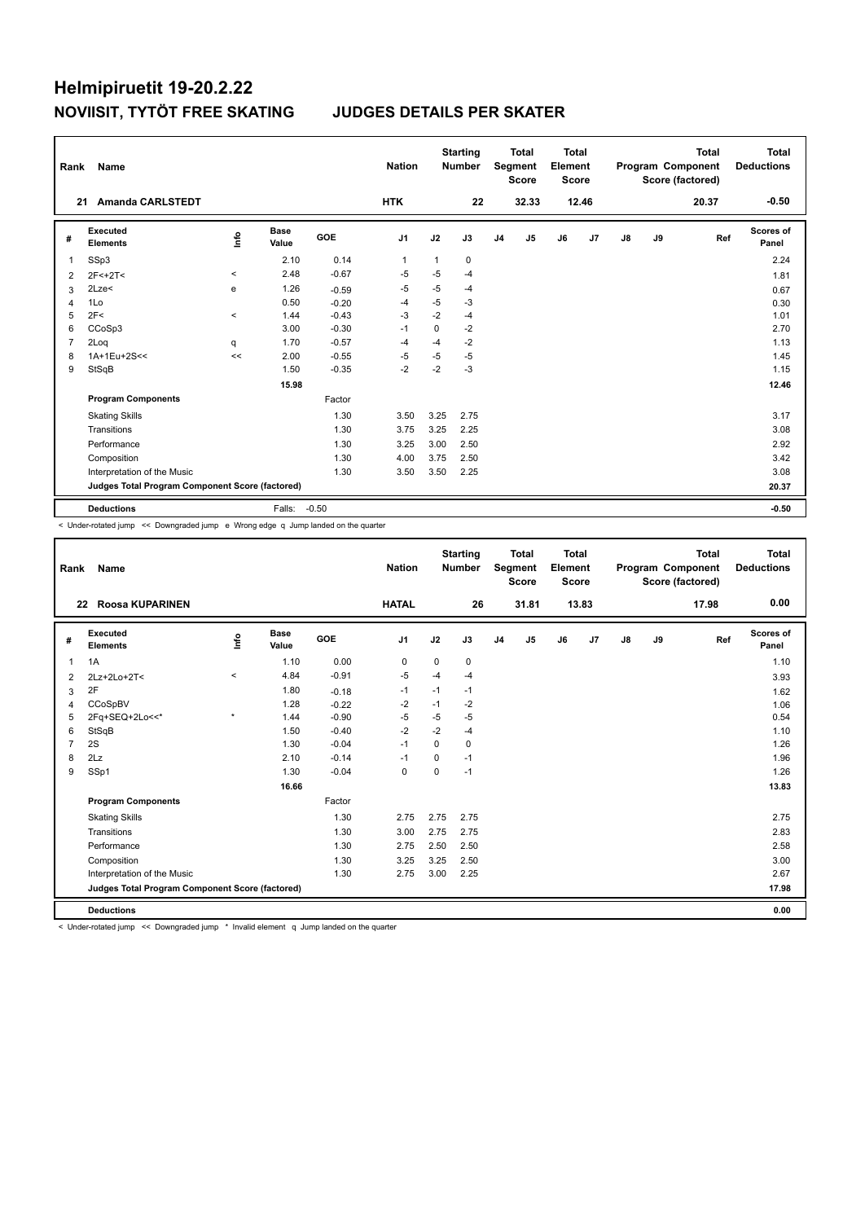# Helmipiruetit 19-20.2.22

## NOVIISIT, TYTÖT FREE SKATING JUDGES DETAILS PER SKATER

| Rank | Name | Nation | Starting Number | Total Segment Score | Total Element Score | Total Program Component Score (factored) | Total Deductions |
|---|---|---|---|---|---|---|---|
| 21 | Amanda CARLSTEDT | HTK | 22 | 32.33 | 12.46 | 20.37 | -0.50 |

| # | Executed Elements | Info | Base Value | GOE | J1 | J2 | J3 | J4 | J5 | J6 | J7 | J8 | J9 | Ref | Scores of Panel |
|---|---|---|---|---|---|---|---|---|---|---|---|---|---|---|---|
| 1 | SSp3 | | 2.10 | 0.14 | 1 | 1 | 0 | | | | | | | | 2.24 |
| 2 | 2F<+2T< | < | 2.48 | -0.67 | -5 | -5 | -4 | | | | | | | | 1.81 |
| 3 | 2Lze< | e | 1.26 | -0.59 | -5 | -5 | -4 | | | | | | | | 0.67 |
| 4 | 1Lo | | 0.50 | -0.20 | -4 | -5 | -3 | | | | | | | | 0.30 |
| 5 | 2F< | < | 1.44 | -0.43 | -3 | -2 | -4 | | | | | | | | 1.01 |
| 6 | CCoSp3 | | 3.00 | -0.30 | -1 | 0 | -2 | | | | | | | | 2.70 |
| 7 | 2Loq | q | 1.70 | -0.57 | -4 | -4 | -2 | | | | | | | | 1.13 |
| 8 | 1A+1Eu+2S<< | << | 2.00 | -0.55 | -5 | -5 | -5 | | | | | | | | 1.45 |
| 9 | StSqB | | 1.50 | -0.35 | -2 | -2 | -3 | | | | | | | | 1.15 |
| | | | 15.98 | | | | | | | | | | | | 12.46 |
| | **Program Components** | | | Factor | | | | | | | | | | | |
| | Skating Skills | | | 1.30 | 3.50 | 3.25 | 2.75 | | | | | | | | 3.17 |
| | Transitions | | | 1.30 | 3.75 | 3.25 | 2.25 | | | | | | | | 3.08 |
| | Performance | | | 1.30 | 3.25 | 3.00 | 2.50 | | | | | | | | 2.92 |
| | Composition | | | 1.30 | 4.00 | 3.75 | 2.50 | | | | | | | | 3.42 |
| | Interpretation of the Music | | | 1.30 | 3.50 | 3.50 | 2.25 | | | | | | | | 3.08 |
| | **Judges Total Program Component Score (factored)** | | | | | | | | | | | | | | 20.37 |
| | **Deductions** | | Falls: | -0.50 | | | | | | | | | | | -0.50 |

< Under-rotated jump << Downgraded jump e Wrong edge q Jump landed on the quarter

| Rank | Name | Nation | Starting Number | Total Segment Score | Total Element Score | Total Program Component Score (factored) | Total Deductions |
|---|---|---|---|---|---|---|---|
| 22 | Roosa KUPARINEN | HATAL | 26 | 31.81 | 13.83 | 17.98 | 0.00 |

| # | Executed Elements | Info | Base Value | GOE | J1 | J2 | J3 | J4 | J5 | J6 | J7 | J8 | J9 | Ref | Scores of Panel |
|---|---|---|---|---|---|---|---|---|---|---|---|---|---|---|---|
| 1 | 1A | | 1.10 | 0.00 | 0 | 0 | 0 | | | | | | | | 1.10 |
| 2 | 2Lz+2Lo+2T< | < | 4.84 | -0.91 | -5 | -4 | -4 | | | | | | | | 3.93 |
| 3 | 2F | | 1.80 | -0.18 | -1 | -1 | -1 | | | | | | | | 1.62 |
| 4 | CCoSpBV | | 1.28 | -0.22 | -2 | -1 | -2 | | | | | | | | 1.06 |
| 5 | 2Fq+SEQ+2Lo<<* | * | 1.44 | -0.90 | -5 | -5 | -5 | | | | | | | | 0.54 |
| 6 | StSqB | | 1.50 | -0.40 | -2 | -2 | -4 | | | | | | | | 1.10 |
| 7 | 2S | | 1.30 | -0.04 | -1 | 0 | 0 | | | | | | | | 1.26 |
| 8 | 2Lz | | 2.10 | -0.14 | -1 | 0 | -1 | | | | | | | | 1.96 |
| 9 | SSp1 | | 1.30 | -0.04 | 0 | 0 | -1 | | | | | | | | 1.26 |
| | | | 16.66 | | | | | | | | | | | | 13.83 |
| | **Program Components** | | | Factor | | | | | | | | | | | |
| | Skating Skills | | | 1.30 | 2.75 | 2.75 | 2.75 | | | | | | | | 2.75 |
| | Transitions | | | 1.30 | 3.00 | 2.75 | 2.75 | | | | | | | | 2.83 |
| | Performance | | | 1.30 | 2.75 | 2.50 | 2.50 | | | | | | | | 2.58 |
| | Composition | | | 1.30 | 3.25 | 3.25 | 2.50 | | | | | | | | 3.00 |
| | Interpretation of the Music | | | 1.30 | 2.75 | 3.00 | 2.25 | | | | | | | | 2.67 |
| | **Judges Total Program Component Score (factored)** | | | | | | | | | | | | | | 17.98 |
| | **Deductions** | | | | | | | | | | | | | | 0.00 |

< Under-rotated jump << Downgraded jump * Invalid element q Jump landed on the quarter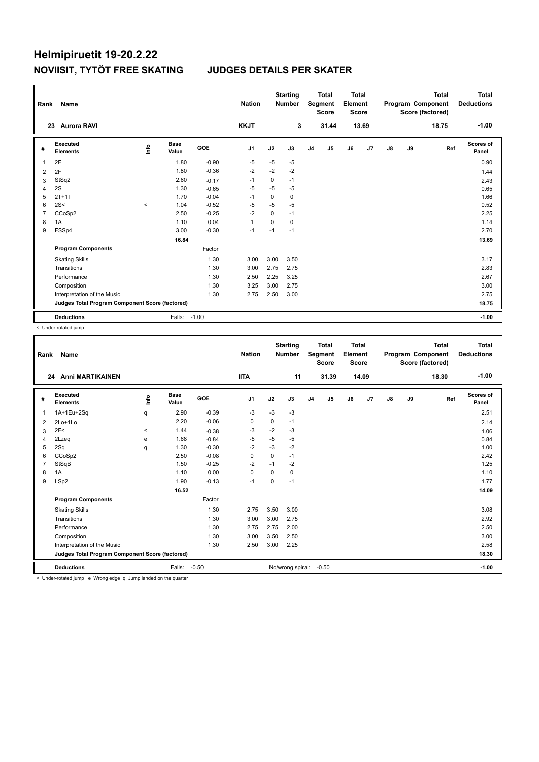# Helmipiruetit 19-20.2.22

## NOVIISIT, TYTÖT FREE SKATING JUDGES DETAILS PER SKATER

| Rank | Name | Nation | Starting Number | Total Segment Score | Total Element Score | Total Program Component Score (factored) | Total Deductions |
|---|---|---|---|---|---|---|---|
| 23 | Aurora RAVI | KKJT | 3 | 31.44 | 13.69 | 18.75 | -1.00 |

| # | Executed Elements | Info | Base Value | GOE | J1 | J2 | J3 | J4 | J5 | J6 | J7 | J8 | J9 | Ref | Scores of Panel |
|---|---|---|---|---|---|---|---|---|---|---|---|---|---|---|---|
| 1 | 2F | | 1.80 | -0.90 | -5 | -5 | -5 | | | | | | | | 0.90 |
| 2 | 2F | | 1.80 | -0.36 | -2 | -2 | -2 | | | | | | | | 1.44 |
| 3 | StSq2 | | 2.60 | -0.17 | -1 | 0 | -1 | | | | | | | | 2.43 |
| 4 | 2S | | 1.30 | -0.65 | -5 | -5 | -5 | | | | | | | | 0.65 |
| 5 | 2T+1T | | 1.70 | -0.04 | -1 | 0 | 0 | | | | | | | | 1.66 |
| 6 | 2S< | < | 1.04 | -0.52 | -5 | -5 | -5 | | | | | | | | 0.52 |
| 7 | CCoSp2 | | 2.50 | -0.25 | -2 | 0 | -1 | | | | | | | | 2.25 |
| 8 | 1A | | 1.10 | 0.04 | 1 | 0 | 0 | | | | | | | | 1.14 |
| 9 | FSSp4 | | 3.00 | -0.30 | -1 | -1 | -1 | | | | | | | | 2.70 |
| | | | 16.84 | | | | | | | | | | | | 13.69 |
| | **Program Components** | | | Factor | | | | | | | | | | | |
| | Skating Skills | | | 1.30 | 3.00 | 3.00 | 3.50 | | | | | | | | 3.17 |
| | Transitions | | | 1.30 | 3.00 | 2.75 | 2.75 | | | | | | | | 2.83 |
| | Performance | | | 1.30 | 2.50 | 2.25 | 3.25 | | | | | | | | 2.67 |
| | Composition | | | 1.30 | 3.25 | 3.00 | 2.75 | | | | | | | | 3.00 |
| | Interpretation of the Music | | | 1.30 | 2.75 | 2.50 | 3.00 | | | | | | | | 2.75 |
| | **Judges Total Program Component Score (factored)** | | | | | | | | | | | | | | 18.75 |
| | **Deductions** | | Falls: | -1.00 | | | | | | | | | | | -1.00 |

< Under-rotated jump

| Rank | Name | Nation | Starting Number | Total Segment Score | Total Element Score | Total Program Component Score (factored) | Total Deductions |
|---|---|---|---|---|---|---|---|
| 24 | Anni MARTIKAINEN | IITA | 11 | 31.39 | 14.09 | 18.30 | -1.00 |

| # | Executed Elements | Info | Base Value | GOE | J1 | J2 | J3 | J4 | J5 | J6 | J7 | J8 | J9 | Ref | Scores of Panel |
|---|---|---|---|---|---|---|---|---|---|---|---|---|---|---|---|
| 1 | 1A+1Eu+2Sq | q | 2.90 | -0.39 | -3 | -3 | -3 | | | | | | | | 2.51 |
| 2 | 2Lo+1Lo | | 2.20 | -0.06 | 0 | 0 | -1 | | | | | | | | 2.14 |
| 3 | 2F< | < | 1.44 | -0.38 | -3 | -2 | -3 | | | | | | | | 1.06 |
| 4 | 2Lzeq | e | 1.68 | -0.84 | -5 | -5 | -5 | | | | | | | | 0.84 |
| 5 | 2Sq | q | 1.30 | -0.30 | -2 | -3 | -2 | | | | | | | | 1.00 |
| 6 | CCoSp2 | | 2.50 | -0.08 | 0 | 0 | -1 | | | | | | | | 2.42 |
| 7 | StSqB | | 1.50 | -0.25 | -2 | -1 | -2 | | | | | | | | 1.25 |
| 8 | 1A | | 1.10 | 0.00 | 0 | 0 | 0 | | | | | | | | 1.10 |
| 9 | LSp2 | | 1.90 | -0.13 | -1 | 0 | -1 | | | | | | | | 1.77 |
| | | | 16.52 | | | | | | | | | | | | 14.09 |
| | **Program Components** | | | Factor | | | | | | | | | | | |
| | Skating Skills | | | 1.30 | 2.75 | 3.50 | 3.00 | | | | | | | | 3.08 |
| | Transitions | | | 1.30 | 3.00 | 3.00 | 2.75 | | | | | | | | 2.92 |
| | Performance | | | 1.30 | 2.75 | 2.75 | 2.00 | | | | | | | | 2.50 |
| | Composition | | | 1.30 | 3.00 | 3.50 | 2.50 | | | | | | | | 3.00 |
| | Interpretation of the Music | | | 1.30 | 2.50 | 3.00 | 2.25 | | | | | | | | 2.58 |
| | **Judges Total Program Component Score (factored)** | | | | | | | | | | | | | | 18.30 |
| | **Deductions** | | Falls: | -0.50 | No/wrong spiral: | | -0.50 | | | | | | | | -1.00 |

< Under-rotated jump e Wrong edge q Jump landed on the quarter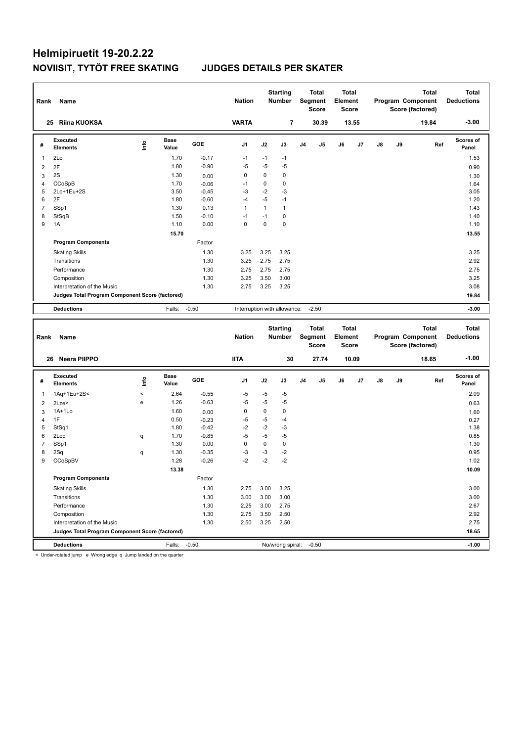# Helmipiruetit 19-20.2.22

## NOVIISIT, TYTÖT FREE SKATING JUDGES DETAILS PER SKATER

| Rank | Name | Nation | Starting Number | Total Segment Score | Total Element Score | Total Program Component Score (factored) | Total Deductions |
|---|---|---|---|---|---|---|---|
| 25 | Riina KUOKSA | VARTA | 7 | 30.39 | 13.55 | 19.84 | -3.00 |

| # | Executed Elements | Info | Base Value | GOE | J1 | J2 | J3 | J4 | J5 | J6 | J7 | J8 | J9 | Ref | Scores of Panel |
|---|---|---|---|---|---|---|---|---|---|---|---|---|---|---|---|
| 1 | 2Lo | | 1.70 | -0.17 | -1 | -1 | -1 | | | | | | | | 1.53 |
| 2 | 2F | | 1.80 | -0.90 | -5 | -5 | -5 | | | | | | | | 0.90 |
| 3 | 2S | | 1.30 | 0.00 | 0 | 0 | 0 | | | | | | | | 1.30 |
| 4 | CCoSpB | | 1.70 | -0.06 | -1 | 0 | 0 | | | | | | | | 1.64 |
| 5 | 2Lo+1Eu+2S | | 3.50 | -0.45 | -3 | -2 | -3 | | | | | | | | 3.05 |
| 6 | 2F | | 1.80 | -0.60 | -4 | -5 | -1 | | | | | | | | 1.20 |
| 7 | SSp1 | | 1.30 | 0.13 | 1 | 1 | 1 | | | | | | | | 1.43 |
| 8 | StSqB | | 1.50 | -0.10 | -1 | -1 | 0 | | | | | | | | 1.40 |
| 9 | 1A | | 1.10 | 0.00 | 0 | 0 | 0 | | | | | | | | 1.10 |
| | | | 15.70 | | | | | | | | | | | | 13.55 |
| | **Program Components** | | | Factor | | | | | | | | | | | |
| | Skating Skills | | | 1.30 | 3.25 | 3.25 | 3.25 | | | | | | | | 3.25 |
| | Transitions | | | 1.30 | 3.25 | 2.75 | 2.75 | | | | | | | | 2.92 |
| | Performance | | | 1.30 | 2.75 | 2.75 | 2.75 | | | | | | | | 2.75 |
| | Composition | | | 1.30 | 3.25 | 3.50 | 3.00 | | | | | | | | 3.25 |
| | Interpretation of the Music | | | 1.30 | 2.75 | 3.25 | 3.25 | | | | | | | | 3.08 |
| | **Judges Total Program Component Score (factored)** | | | | | | | | | | | | | | 19.84 |
| | **Deductions** | | Falls: | -0.50 | Interruption with allowance: | | | -2.50 | | | | | | | -3.00 |

| Rank | Name | Nation | Starting Number | Total Segment Score | Total Element Score | Total Program Component Score (factored) | Total Deductions |
|---|---|---|---|---|---|---|---|
| 26 | Neera PIIPPO | IITA | 30 | 27.74 | 10.09 | 18.65 | -1.00 |

| # | Executed Elements | Info | Base Value | GOE | J1 | J2 | J3 | J4 | J5 | J6 | J7 | J8 | J9 | Ref | Scores of Panel |
|---|---|---|---|---|---|---|---|---|---|---|---|---|---|---|---|
| 1 | 1Aq+1Eu+2S< | < | 2.64 | -0.55 | -5 | -5 | -5 | | | | | | | | 2.09 |
| 2 | 2Lze< | e | 1.26 | -0.63 | -5 | -5 | -5 | | | | | | | | 0.63 |
| 3 | 1A+1Lo | | 1.60 | 0.00 | 0 | 0 | 0 | | | | | | | | 1.60 |
| 4 | 1F | | 0.50 | -0.23 | -5 | -5 | -4 | | | | | | | | 0.27 |
| 5 | StSq1 | | 1.80 | -0.42 | -2 | -2 | -3 | | | | | | | | 1.38 |
| 6 | 2Loq | q | 1.70 | -0.85 | -5 | -5 | -5 | | | | | | | | 0.85 |
| 7 | SSp1 | | 1.30 | 0.00 | 0 | 0 | 0 | | | | | | | | 1.30 |
| 8 | 2Sq | q | 1.30 | -0.35 | -3 | -3 | -2 | | | | | | | | 0.95 |
| 9 | CCoSpBV | | 1.28 | -0.26 | -2 | -2 | -2 | | | | | | | | 1.02 |
| | | | 13.38 | | | | | | | | | | | | 10.09 |
| | **Program Components** | | | Factor | | | | | | | | | | | |
| | Skating Skills | | | 1.30 | 2.75 | 3.00 | 3.25 | | | | | | | | 3.00 |
| | Transitions | | | 1.30 | 3.00 | 3.00 | 3.00 | | | | | | | | 3.00 |
| | Performance | | | 1.30 | 2.25 | 3.00 | 2.75 | | | | | | | | 2.67 |
| | Composition | | | 1.30 | 2.75 | 3.50 | 2.50 | | | | | | | | 2.92 |
| | Interpretation of the Music | | | 1.30 | 2.50 | 3.25 | 2.50 | | | | | | | | 2.75 |
| | **Judges Total Program Component Score (factored)** | | | | | | | | | | | | | | 18.65 |
| | **Deductions** | | Falls: | -0.50 | | No/wrong spiral: | | -0.50 | | | | | | | -1.00 |

< Under-rotated jump e Wrong edge q Jump landed on the quarter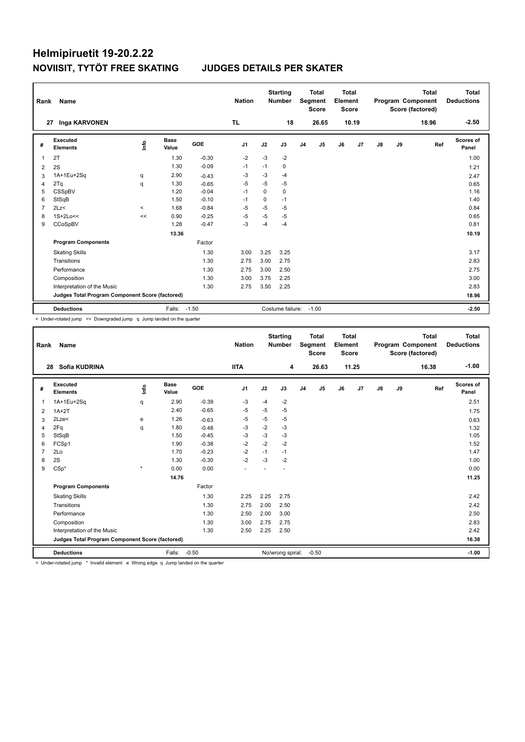# Helmipiruetit 19-20.2.22

## NOVIISIT, TYTÖT FREE SKATING JUDGES DETAILS PER SKATER

| Rank | Name | Nation | Starting Number | Total Segment Score | Total Element Score | Total Program Component Score (factored) | Total Deductions |
|---|---|---|---|---|---|---|---|
| 27 | Inga KARVONEN | TL | 18 | 26.65 | 10.19 | 18.96 | -2.50 |

| # | Executed Elements | Info | Base Value | GOE | J1 | J2 | J3 | J4 | J5 | J6 | J7 | J8 | J9 | Ref | Scores of Panel |
|---|---|---|---|---|---|---|---|---|---|---|---|---|---|---|---|
| 1 | 2T | | 1.30 | -0.30 | -2 | -3 | -2 | | | | | | | | 1.00 |
| 2 | 2S | | 1.30 | -0.09 | -1 | -1 | 0 | | | | | | | | 1.21 |
| 3 | 1A+1Eu+2Sq | q | 2.90 | -0.43 | -3 | -3 | -4 | | | | | | | | 2.47 |
| 4 | 2Tq | q | 1.30 | -0.65 | -5 | -5 | -5 | | | | | | | | 0.65 |
| 5 | CSSpBV | | 1.20 | -0.04 | -1 | 0 | 0 | | | | | | | | 1.16 |
| 6 | StSqB | | 1.50 | -0.10 | -1 | 0 | -1 | | | | | | | | 1.40 |
| 7 | 2Lz< | < | 1.68 | -0.84 | -5 | -5 | -5 | | | | | | | | 0.84 |
| 8 | 1S+2Lo<< | << | 0.90 | -0.25 | -5 | -5 | -5 | | | | | | | | 0.65 |
| 9 | CCoSpBV | | 1.28 | -0.47 | -3 | -4 | -4 | | | | | | | | 0.81 |
| | | | 13.36 | | | | | | | | | | | | 10.19 |
| | **Program Components** | | | Factor | | | | | | | | | | | |
| | Skating Skills | | | 1.30 | 3.00 | 3.25 | 3.25 | | | | | | | | 3.17 |
| | Transitions | | | 1.30 | 2.75 | 3.00 | 2.75 | | | | | | | | 2.83 |
| | Performance | | | 1.30 | 2.75 | 3.00 | 2.50 | | | | | | | | 2.75 |
| | Composition | | | 1.30 | 3.00 | 3.75 | 2.25 | | | | | | | | 3.00 |
| | Interpretation of the Music | | | 1.30 | 2.75 | 3.50 | 2.25 | | | | | | | | 2.83 |
| | **Judges Total Program Component Score (factored)** | | | | | | | | | | | | | | 18.96 |
| | **Deductions** | | Falls: | -1.50 | | | Costume failure: | -1.00 | | | | | | | -2.50 |

< Under-rotated jump << Downgraded jump q Jump landed on the quarter

| Rank | Name | Nation | Starting Number | Total Segment Score | Total Element Score | Total Program Component Score (factored) | Total Deductions |
|---|---|---|---|---|---|---|---|
| 28 | Sofia KUDRINA | IITA | 4 | 26.63 | 11.25 | 16.38 | -1.00 |

| # | Executed Elements | Info | Base Value | GOE | J1 | J2 | J3 | J4 | J5 | J6 | J7 | J8 | J9 | Ref | Scores of Panel |
|---|---|---|---|---|---|---|---|---|---|---|---|---|---|---|---|
| 1 | 1A+1Eu+2Sq | q | 2.90 | -0.39 | -3 | -4 | -2 | | | | | | | | 2.51 |
| 2 | 1A+2T | | 2.40 | -0.65 | -5 | -5 | -5 | | | | | | | | 1.75 |
| 3 | 2Lze< | e | 1.26 | -0.63 | -5 | -5 | -5 | | | | | | | | 0.63 |
| 4 | 2Fq | q | 1.80 | -0.48 | -3 | -2 | -3 | | | | | | | | 1.32 |
| 5 | StSqB | | 1.50 | -0.45 | -3 | -3 | -3 | | | | | | | | 1.05 |
| 6 | FCSp1 | | 1.90 | -0.38 | -2 | -2 | -2 | | | | | | | | 1.52 |
| 7 | 2Lo | | 1.70 | -0.23 | -2 | -1 | -1 | | | | | | | | 1.47 |
| 8 | 2S | | 1.30 | -0.30 | -2 | -3 | -2 | | | | | | | | 1.00 |
| 9 | CSp* | * | 0.00 | 0.00 | - | - | - | | | | | | | | 0.00 |
| | | | 14.76 | | | | | | | | | | | | 11.25 |
| | **Program Components** | | | Factor | | | | | | | | | | | |
| | Skating Skills | | | 1.30 | 2.25 | 2.25 | 2.75 | | | | | | | | 2.42 |
| | Transitions | | | 1.30 | 2.75 | 2.00 | 2.50 | | | | | | | | 2.42 |
| | Performance | | | 1.30 | 2.50 | 2.00 | 3.00 | | | | | | | | 2.50 |
| | Composition | | | 1.30 | 3.00 | 2.75 | 2.75 | | | | | | | | 2.83 |
| | Interpretation of the Music | | | 1.30 | 2.50 | 2.25 | 2.50 | | | | | | | | 2.42 |
| | **Judges Total Program Component Score (factored)** | | | | | | | | | | | | | | 16.38 |
| | **Deductions** | | Falls: | -0.50 | | | No/wrong spiral: | -0.50 | | | | | | | -1.00 |

< Under-rotated jump * Invalid element e Wrong edge q Jump landed on the quarter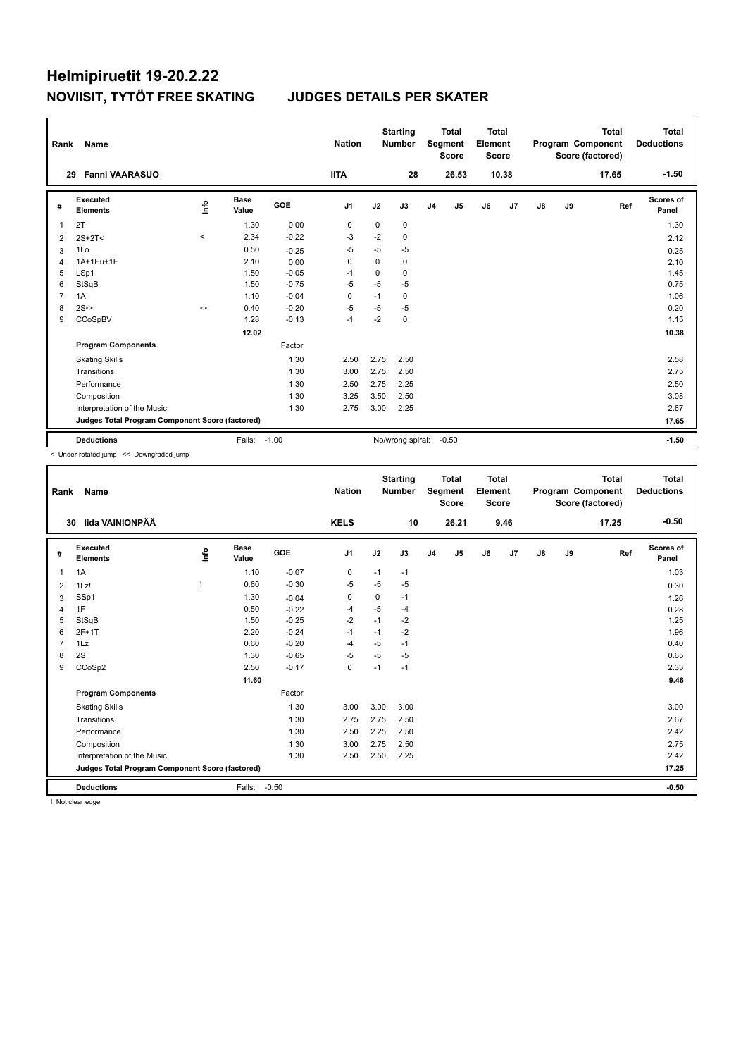# Helmipiruetit 19-20.2.22

## NOVIISIT, TYTÖT FREE SKATING JUDGES DETAILS PER SKATER

| Rank | Name | | | | Nation | | Starting Number | | Total Segment Score | | Total Element Score | | | | Total Program Component Score (factored) | Total Deductions |
|---|---|---|---|---|---|---|---|---|---|---|---|---|---|---|---|---|
| 29 | Fanni VAARASUO | | | | IITA | | 28 | | 26.53 | | 10.38 | | | | 17.65 | -1.50 |
| # | Executed Elements | Info | Base Value | GOE | J1 | J2 | J3 | J4 | J5 | J6 | J7 | J8 | J9 | | Ref | Scores of Panel |
| 1 | 2T | | 1.30 | 0.00 | 0 | 0 | 0 | | | | | | | | | 1.30 |
| 2 | 2S+2T< | < | 2.34 | -0.22 | -3 | -2 | 0 | | | | | | | | | 2.12 |
| 3 | 1Lo | | 0.50 | -0.25 | -5 | -5 | -5 | | | | | | | | | 0.25 |
| 4 | 1A+1Eu+1F | | 2.10 | 0.00 | 0 | 0 | 0 | | | | | | | | | 2.10 |
| 5 | LSp1 | | 1.50 | -0.05 | -1 | 0 | 0 | | | | | | | | | 1.45 |
| 6 | StSqB | | 1.50 | -0.75 | -5 | -5 | -5 | | | | | | | | | 0.75 |
| 7 | 1A | | 1.10 | -0.04 | 0 | -1 | 0 | | | | | | | | | 1.06 |
| 8 | 2S<< | << | 0.40 | -0.20 | -5 | -5 | -5 | | | | | | | | | 0.20 |
| 9 | CCoSpBV | | 1.28 | -0.13 | -1 | -2 | 0 | | | | | | | | | 1.15 |
| | | | 12.02 | | | | | | | | | | | | | 10.38 |
| | Program Components | | | Factor | | | | | | | | | | | | |
| | Skating Skills | | | 1.30 | 2.50 | 2.75 | 2.50 | | | | | | | | | 2.58 |
| | Transitions | | | 1.30 | 3.00 | 2.75 | 2.50 | | | | | | | | | 2.75 |
| | Performance | | | 1.30 | 2.50 | 2.75 | 2.25 | | | | | | | | | 2.50 |
| | Composition | | | 1.30 | 3.25 | 3.50 | 2.50 | | | | | | | | | 3.08 |
| | Interpretation of the Music | | | 1.30 | 2.75 | 3.00 | 2.25 | | | | | | | | | 2.67 |
| | Judges Total Program Component Score (factored) | | | | | | | | | | | | | | | 17.65 |
| | Deductions | | Falls: | -1.00 | | | No/wrong spiral: | | -0.50 | | | | | | | -1.50 |

< Under-rotated jump << Downgraded jump

| Rank | Name | | | | Nation | | Starting Number | | Total Segment Score | | Total Element Score | | | | Total Program Component Score (factored) | Total Deductions |
|---|---|---|---|---|---|---|---|---|---|---|---|---|---|---|---|---|
| 30 | Iida VAINIONPÄÄ | | | | KELS | | 10 | | 26.21 | | 9.46 | | | | 17.25 | -0.50 |
| # | Executed Elements | Info | Base Value | GOE | J1 | J2 | J3 | J4 | J5 | J6 | J7 | J8 | J9 | | Ref | Scores of Panel |
| 1 | 1A | | 1.10 | -0.07 | 0 | -1 | -1 | | | | | | | | | 1.03 |
| 2 | 1Lz! | ! | 0.60 | -0.30 | -5 | -5 | -5 | | | | | | | | | 0.30 |
| 3 | SSp1 | | 1.30 | -0.04 | 0 | 0 | -1 | | | | | | | | | 1.26 |
| 4 | 1F | | 0.50 | -0.22 | -4 | -5 | -4 | | | | | | | | | 0.28 |
| 5 | StSqB | | 1.50 | -0.25 | -2 | -1 | -2 | | | | | | | | | 1.25 |
| 6 | 2F+1T | | 2.20 | -0.24 | -1 | -1 | -2 | | | | | | | | | 1.96 |
| 7 | 1Lz | | 0.60 | -0.20 | -4 | -5 | -1 | | | | | | | | | 0.40 |
| 8 | 2S | | 1.30 | -0.65 | -5 | -5 | -5 | | | | | | | | | 0.65 |
| 9 | CCoSp2 | | 2.50 | -0.17 | 0 | -1 | -1 | | | | | | | | | 2.33 |
| | | | 11.60 | | | | | | | | | | | | | 9.46 |
| | Program Components | | | Factor | | | | | | | | | | | | |
| | Skating Skills | | | 1.30 | 3.00 | 3.00 | 3.00 | | | | | | | | | 3.00 |
| | Transitions | | | 1.30 | 2.75 | 2.75 | 2.50 | | | | | | | | | 2.67 |
| | Performance | | | 1.30 | 2.50 | 2.25 | 2.50 | | | | | | | | | 2.42 |
| | Composition | | | 1.30 | 3.00 | 2.75 | 2.50 | | | | | | | | | 2.75 |
| | Interpretation of the Music | | | 1.30 | 2.50 | 2.50 | 2.25 | | | | | | | | | 2.42 |
| | Judges Total Program Component Score (factored) | | | | | | | | | | | | | | | 17.25 |
| | Deductions | | Falls: | -0.50 | | | | | | | | | | | | -0.50 |

! Not clear edge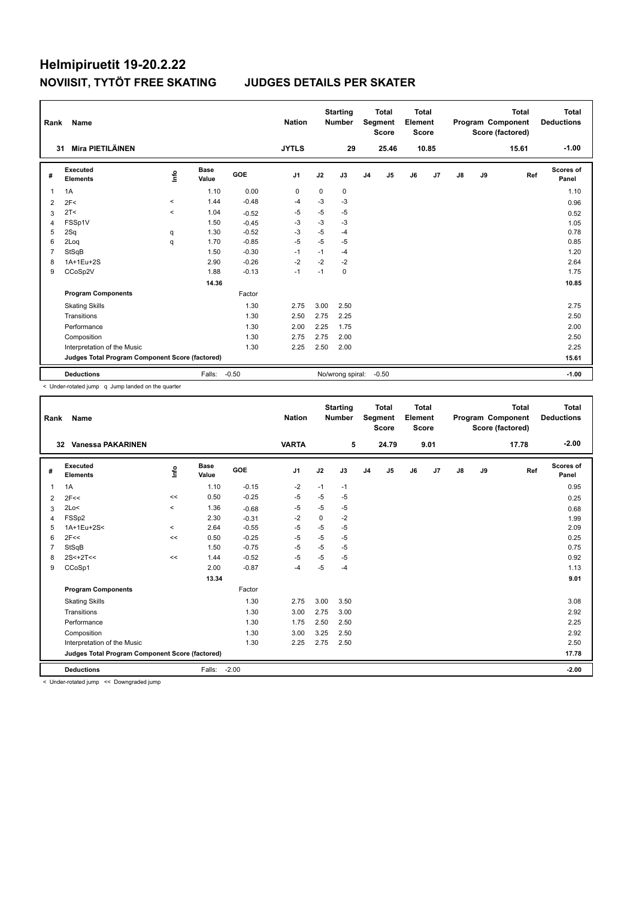# Helmipiruetit 19-20.2.22

## NOVIISIT, TYTÖT FREE SKATING JUDGES DETAILS PER SKATER

| Rank | Name | Nation | Starting Number | Total Segment Score | Total Element Score | Total Program Component Score (factored) | Total Deductions |
|---|---|---|---|---|---|---|---|
| 31 | Mira PIETILÄINEN | JYTLS | 29 | 25.46 | 10.85 | 15.61 | -1.00 |

| # | Executed Elements | Info | Base Value | GOE | J1 | J2 | J3 | J4 | J5 | J6 | J7 | J8 | J9 | Ref | Scores of Panel |
|---|---|---|---|---|---|---|---|---|---|---|---|---|---|---|---|
| 1 | 1A | | 1.10 | 0.00 | 0 | 0 | 0 | | | | | | | | 1.10 |
| 2 | 2F< | < | 1.44 | -0.48 | -4 | -3 | -3 | | | | | | | | 0.96 |
| 3 | 2T< | < | 1.04 | -0.52 | -5 | -5 | -5 | | | | | | | | 0.52 |
| 4 | FSSp1V | | 1.50 | -0.45 | -3 | -3 | -3 | | | | | | | | 1.05 |
| 5 | 2Sq | q | 1.30 | -0.52 | -3 | -5 | -4 | | | | | | | | 0.78 |
| 6 | 2Loq | q | 1.70 | -0.85 | -5 | -5 | -5 | | | | | | | | 0.85 |
| 7 | StSqB | | 1.50 | -0.30 | -1 | -1 | -4 | | | | | | | | 1.20 |
| 8 | 1A+1Eu+2S | | 2.90 | -0.26 | -2 | -2 | -2 | | | | | | | | 2.64 |
| 9 | CCoSp2V | | 1.88 | -0.13 | -1 | -1 | 0 | | | | | | | | 1.75 |
| | | | 14.36 | | | | | | | | | | | | 10.85 |
| | **Program Components** | | | Factor | | | | | | | | | | | |
| | Skating Skills | | | 1.30 | 2.75 | 3.00 | 2.50 | | | | | | | | 2.75 |
| | Transitions | | | 1.30 | 2.50 | 2.75 | 2.25 | | | | | | | | 2.50 |
| | Performance | | | 1.30 | 2.00 | 2.25 | 1.75 | | | | | | | | 2.00 |
| | Composition | | | 1.30 | 2.75 | 2.75 | 2.00 | | | | | | | | 2.50 |
| | Interpretation of the Music | | | 1.30 | 2.25 | 2.50 | 2.00 | | | | | | | | 2.25 |
| | **Judges Total Program Component Score (factored)** | | | | | | | | | | | | | | 15.61 |
| | **Deductions** | | Falls: | -0.50 | | No/wrong spiral: | | -0.50 | | | | | | | -1.00 |

< Under-rotated jump q Jump landed on the quarter

| Rank | Name | Nation | Starting Number | Total Segment Score | Total Element Score | Total Program Component Score (factored) | Total Deductions |
|---|---|---|---|---|---|---|---|
| 32 | Vanessa PAKARINEN | VARTA | 5 | 24.79 | 9.01 | 17.78 | -2.00 |

| # | Executed Elements | Info | Base Value | GOE | J1 | J2 | J3 | J4 | J5 | J6 | J7 | J8 | J9 | Ref | Scores of Panel |
|---|---|---|---|---|---|---|---|---|---|---|---|---|---|---|---|
| 1 | 1A | | 1.10 | -0.15 | -2 | -1 | -1 | | | | | | | | 0.95 |
| 2 | 2F<< | << | 0.50 | -0.25 | -5 | -5 | -5 | | | | | | | | 0.25 |
| 3 | 2Lo< | < | 1.36 | -0.68 | -5 | -5 | -5 | | | | | | | | 0.68 |
| 4 | FSSp2 | | 2.30 | -0.31 | -2 | 0 | -2 | | | | | | | | 1.99 |
| 5 | 1A+1Eu+2S< | < | 2.64 | -0.55 | -5 | -5 | -5 | | | | | | | | 2.09 |
| 6 | 2F<< | << | 0.50 | -0.25 | -5 | -5 | -5 | | | | | | | | 0.25 |
| 7 | StSqB | | 1.50 | -0.75 | -5 | -5 | -5 | | | | | | | | 0.75 |
| 8 | 2S<+2T<< | << | 1.44 | -0.52 | -5 | -5 | -5 | | | | | | | | 0.92 |
| 9 | CCoSp1 | | 2.00 | -0.87 | -4 | -5 | -4 | | | | | | | | 1.13 |
| | | | 13.34 | | | | | | | | | | | | 9.01 |
| | **Program Components** | | | Factor | | | | | | | | | | | |
| | Skating Skills | | | 1.30 | 2.75 | 3.00 | 3.50 | | | | | | | | 3.08 |
| | Transitions | | | 1.30 | 3.00 | 2.75 | 3.00 | | | | | | | | 2.92 |
| | Performance | | | 1.30 | 1.75 | 2.50 | 2.50 | | | | | | | | 2.25 |
| | Composition | | | 1.30 | 3.00 | 3.25 | 2.50 | | | | | | | | 2.92 |
| | Interpretation of the Music | | | 1.30 | 2.25 | 2.75 | 2.50 | | | | | | | | 2.50 |
| | **Judges Total Program Component Score (factored)** | | | | | | | | | | | | | | 17.78 |
| | **Deductions** | | Falls: | -2.00 | | | | | | | | | | | -2.00 |

< Under-rotated jump << Downgraded jump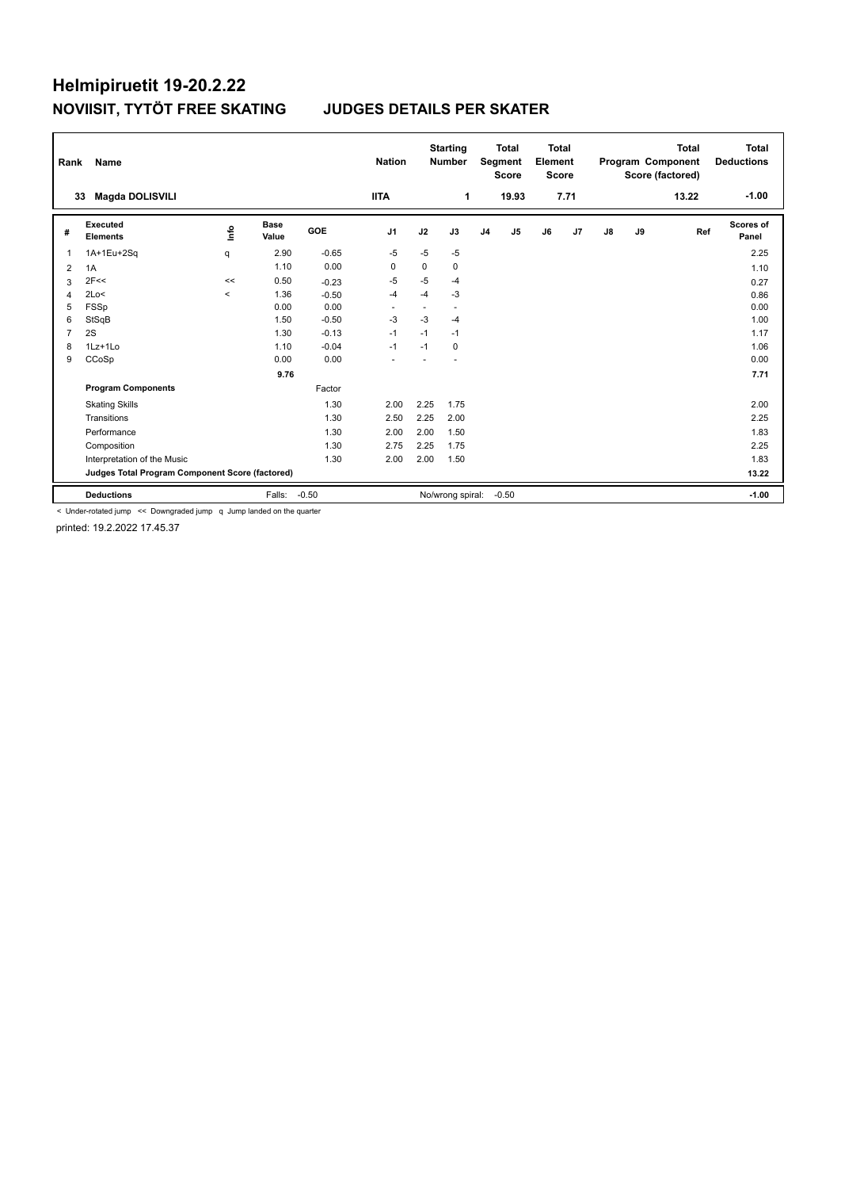# Helmipiruetit 19-20.2.22

## NOVIISIT, TYTÖT FREE SKATING JUDGES DETAILS PER SKATER

| Rank | Name | Nation | Starting Number | Total Segment Score | Total Element Score | Total Program Component Score (factored) | Total Deductions |
|---|---|---|---|---|---|---|---|
| 33 | Magda DOLISVILI | IITA | 1 | 19.93 | 7.71 | 13.22 | -1.00 |

| # | Executed Elements | Info | Base Value | GOE | J1 | J2 | J3 | J4 | J5 | J6 | J7 | J8 | J9 | Ref | Scores of Panel |
|---|---|---|---|---|---|---|---|---|---|---|---|---|---|---|---|
| 1 | 1A+1Eu+2Sq | q | 2.90 | -0.65 | -5 | -5 | -5 | | | | | | | | 2.25 |
| 2 | 1A | | 1.10 | 0.00 | 0 | 0 | 0 | | | | | | | | 1.10 |
| 3 | 2F<< | << | 0.50 | -0.23 | -5 | -5 | -4 | | | | | | | | 0.27 |
| 4 | 2Lo< | < | 1.36 | -0.50 | -4 | -4 | -3 | | | | | | | | 0.86 |
| 5 | FSSp | | 0.00 | 0.00 | - | - | - | | | | | | | | 0.00 |
| 6 | StSqB | | 1.50 | -0.50 | -3 | -3 | -4 | | | | | | | | 1.00 |
| 7 | 2S | | 1.30 | -0.13 | -1 | -1 | -1 | | | | | | | | 1.17 |
| 8 | 1Lz+1Lo | | 1.10 | -0.04 | -1 | -1 | 0 | | | | | | | | 1.06 |
| 9 | CCoSp | | 0.00 | 0.00 | - | - | - | | | | | | | | 0.00 |
| | | | 9.76 | | | | | | | | | | | | 7.71 |
| | **Program Components** | | | Factor | | | | | | | | | | | |
| | Skating Skills | | | 1.30 | 2.00 | 2.25 | 1.75 | | | | | | | | 2.00 |
| | Transitions | | | 1.30 | 2.50 | 2.25 | 2.00 | | | | | | | | 2.25 |
| | Performance | | | 1.30 | 2.00 | 2.00 | 1.50 | | | | | | | | 1.83 |
| | Composition | | | 1.30 | 2.75 | 2.25 | 1.75 | | | | | | | | 2.25 |
| | Interpretation of the Music | | | 1.30 | 2.00 | 2.00 | 1.50 | | | | | | | | 1.83 |
| | **Judges Total Program Component Score (factored)** | | | | | | | | | | | | | | 13.22 |
| | **Deductions** | | Falls: | -0.50 | | No/wrong spiral: | | | -0.50 | | | | | | -1.00 |

< Under-rotated jump << Downgraded jump q Jump landed on the quarter

printed: 19.2.2022 17.45.37